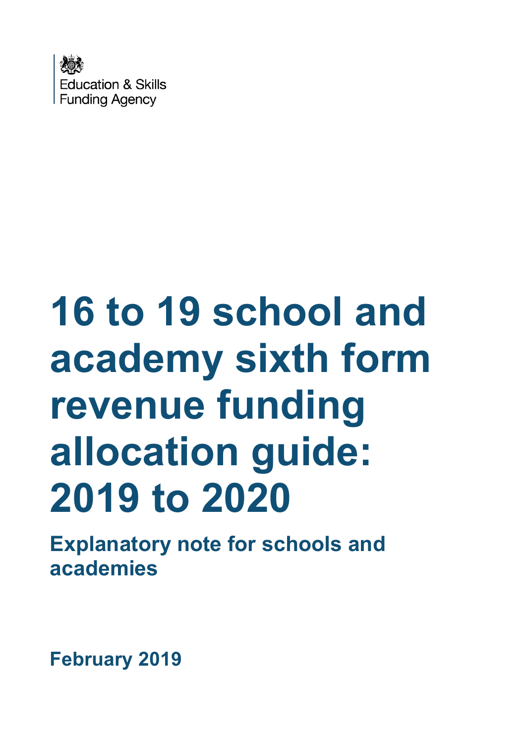Education & Skills Funding Agency

# 16 to 19 school and academy sixth form revenue funding allocation guide: 2019 to 2020

## Explanatory note for schools and academies

**February 2019**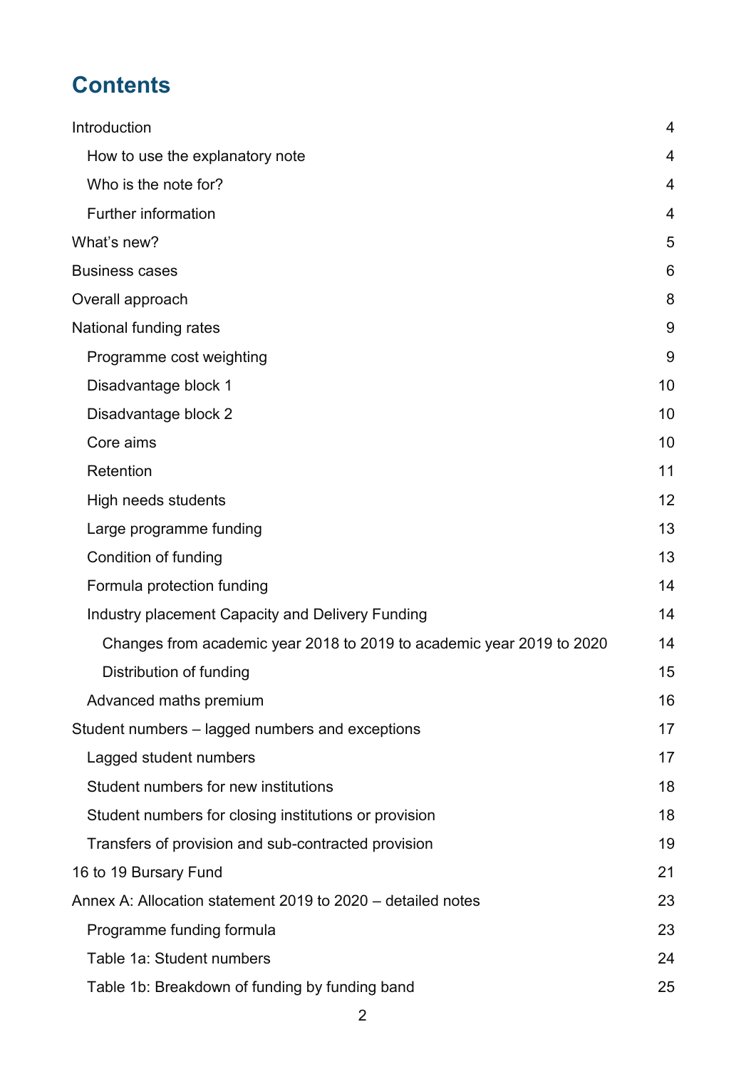## Contents

Introduction 4

- How to use the explanatory note 4
- Who is the note for? 4
- Further information 4

What's new? 5

Business cases 6

Overall approach 8

National funding rates 9

- Programme cost weighting 9
- Disadvantage block 1 10
- Disadvantage block 2 10
- Core aims 10
- Retention 11
- High needs students 12
- Large programme funding 13
- Condition of funding 13
- Formula protection funding 14
- Industry placement Capacity and Delivery Funding 14
  - Changes from academic year 2018 to 2019 to academic year 2019 to 2020 14
  - Distribution of funding 15
- Advanced maths premium 16

Student numbers – lagged numbers and exceptions 17

- Lagged student numbers 17
- Student numbers for new institutions 18
- Student numbers for closing institutions or provision 18
- Transfers of provision and sub-contracted provision 19

16 to 19 Bursary Fund 21

Annex A: Allocation statement 2019 to 2020 – detailed notes 23

- Programme funding formula 23
- Table 1a: Student numbers 24
- Table 1b: Breakdown of funding by funding band 25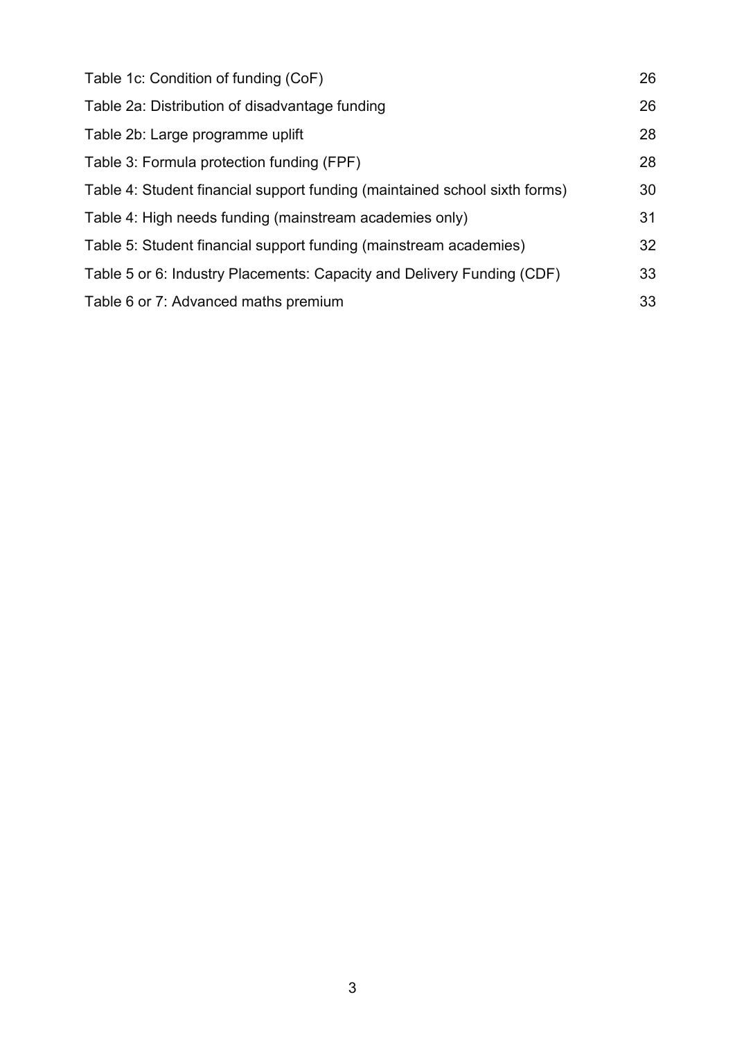Table 1c: Condition of funding (CoF) 26

Table 2a: Distribution of disadvantage funding 26

Table 2b: Large programme uplift 28

Table 3: Formula protection funding (FPF) 28

Table 4: Student financial support funding (maintained school sixth forms) 30

Table 4: High needs funding (mainstream academies only) 31

Table 5: Student financial support funding (mainstream academies) 32

Table 5 or 6: Industry Placements: Capacity and Delivery Funding (CDF) 33

Table 6 or 7: Advanced maths premium 33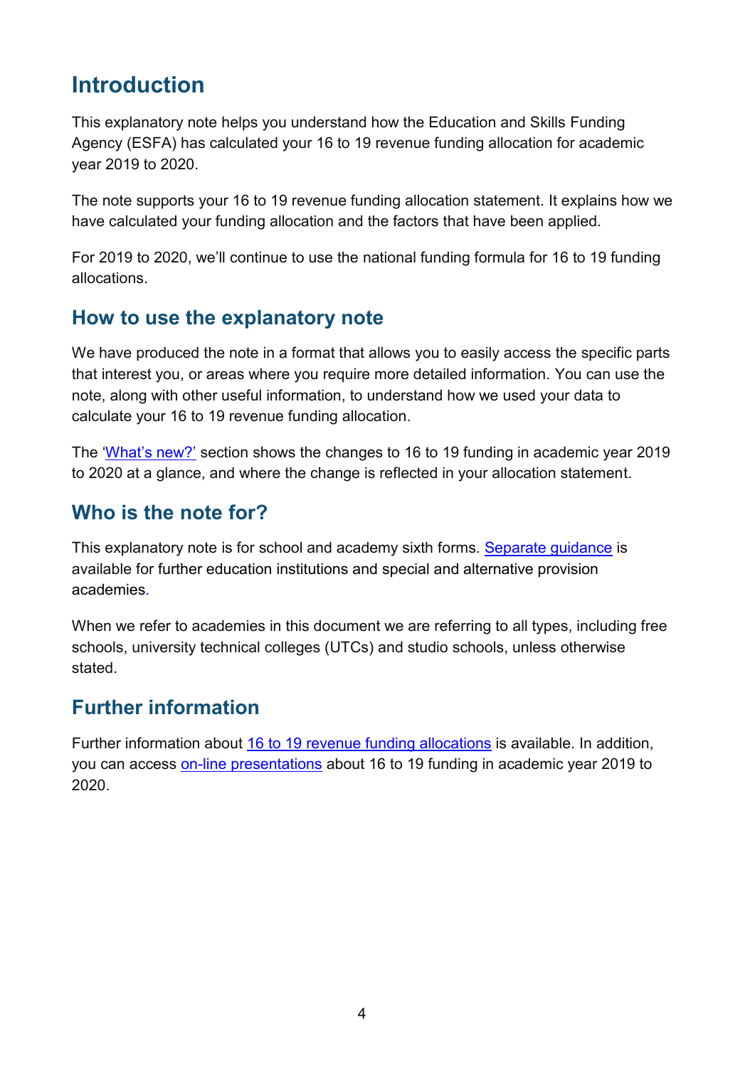# Introduction

This explanatory note helps you understand how the Education and Skills Funding Agency (ESFA) has calculated your 16 to 19 revenue funding allocation for academic year 2019 to 2020.

The note supports your 16 to 19 revenue funding allocation statement. It explains how we have calculated your funding allocation and the factors that have been applied.

For 2019 to 2020, we'll continue to use the national funding formula for 16 to 19 funding allocations.

## How to use the explanatory note

We have produced the note in a format that allows you to easily access the specific parts that interest you, or areas where you require more detailed information. You can use the note, along with other useful information, to understand how we used your data to calculate your 16 to 19 revenue funding allocation.

The 'What's new?' section shows the changes to 16 to 19 funding in academic year 2019 to 2020 at a glance, and where the change is reflected in your allocation statement.

## Who is the note for?

This explanatory note is for school and academy sixth forms. Separate guidance is available for further education institutions and special and alternative provision academies.

When we refer to academies in this document we are referring to all types, including free schools, university technical colleges (UTCs) and studio schools, unless otherwise stated.

## Further information

Further information about 16 to 19 revenue funding allocations is available. In addition, you can access on-line presentations about 16 to 19 funding in academic year 2019 to 2020.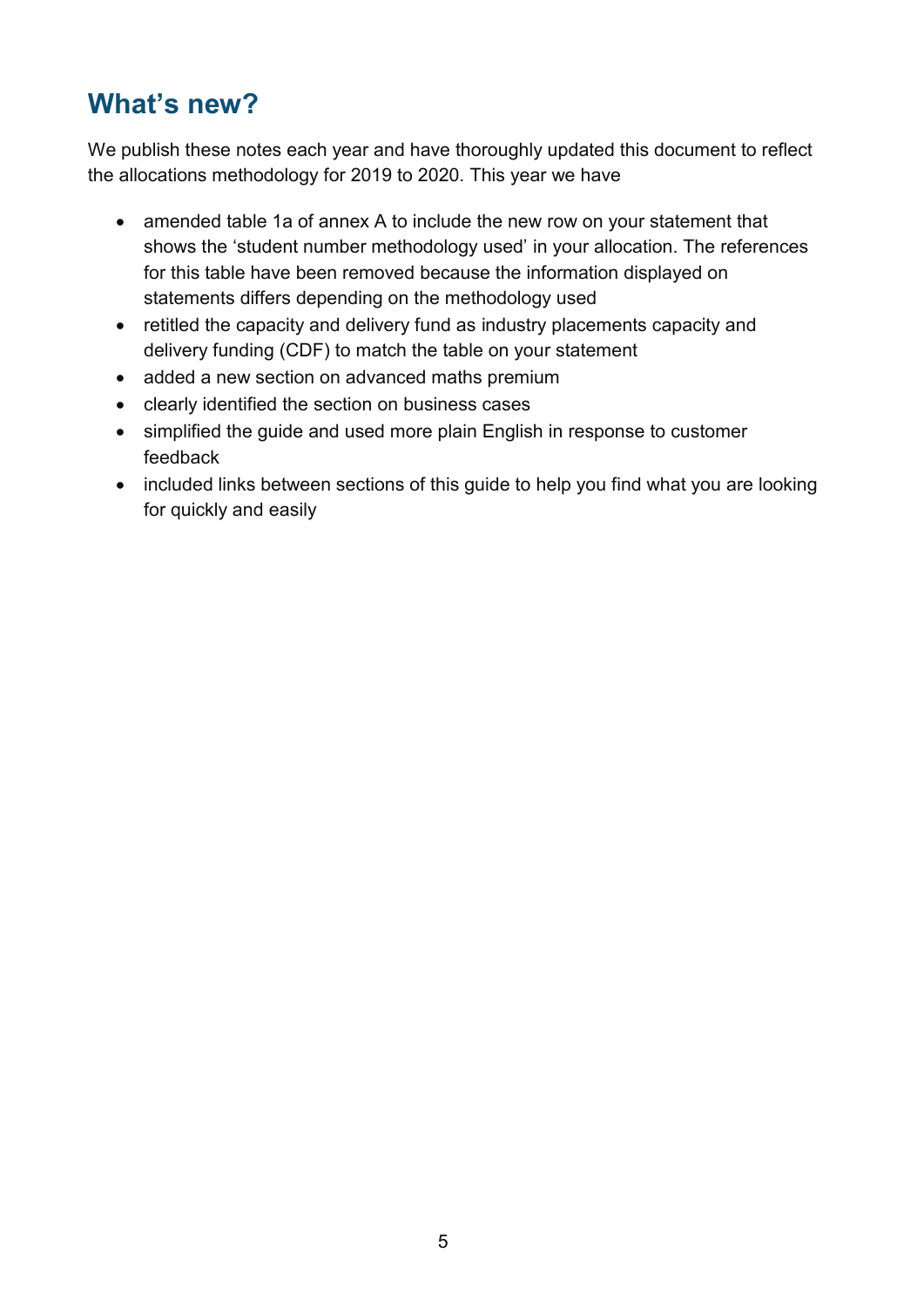## What's new?

We publish these notes each year and have thoroughly updated this document to reflect the allocations methodology for 2019 to 2020. This year we have

- amended table 1a of annex A to include the new row on your statement that shows the 'student number methodology used' in your allocation. The references for this table have been removed because the information displayed on statements differs depending on the methodology used
- retitled the capacity and delivery fund as industry placements capacity and delivery funding (CDF) to match the table on your statement
- added a new section on advanced maths premium
- clearly identified the section on business cases
- simplified the guide and used more plain English in response to customer feedback
- included links between sections of this guide to help you find what you are looking for quickly and easily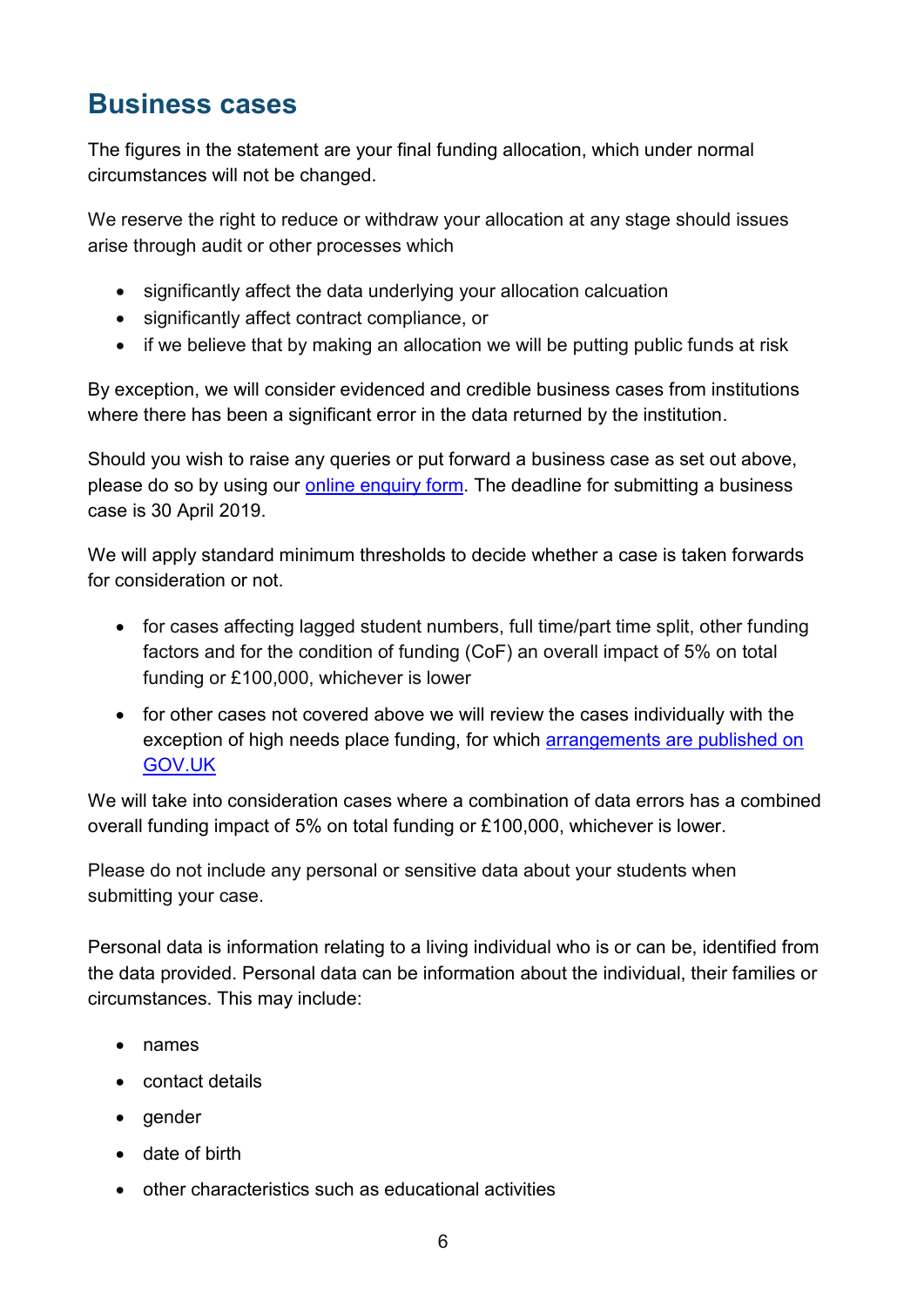## Business cases

The figures in the statement are your final funding allocation, which under normal circumstances will not be changed.

We reserve the right to reduce or withdraw your allocation at any stage should issues arise through audit or other processes which

- significantly affect the data underlying your allocation calcuation
- significantly affect contract compliance, or
- if we believe that by making an allocation we will be putting public funds at risk

By exception, we will consider evidenced and credible business cases from institutions where there has been a significant error in the data returned by the institution.

Should you wish to raise any queries or put forward a business case as set out above, please do so by using our [online enquiry form](). The deadline for submitting a business case is 30 April 2019.

We will apply standard minimum thresholds to decide whether a case is taken forwards for consideration or not.

- for cases affecting lagged student numbers, full time/part time split, other funding factors and for the condition of funding (CoF) an overall impact of 5% on total funding or £100,000, whichever is lower
- for other cases not covered above we will review the cases individually with the exception of high needs place funding, for which [arrangements are published on GOV.UK]()

We will take into consideration cases where a combination of data errors has a combined overall funding impact of 5% on total funding or £100,000, whichever is lower.

Please do not include any personal or sensitive data about your students when submitting your case.

Personal data is information relating to a living individual who is or can be, identified from the data provided. Personal data can be information about the individual, their families or circumstances. This may include:

- names
- contact details
- gender
- date of birth
- other characteristics such as educational activities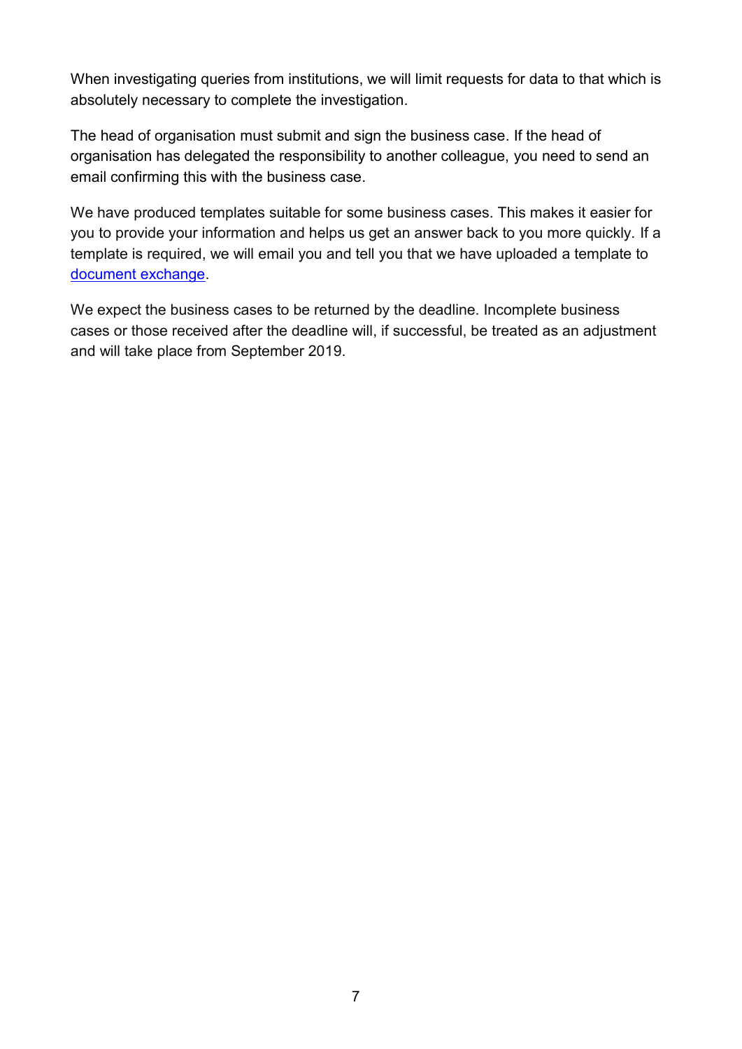When investigating queries from institutions, we will limit requests for data to that which is absolutely necessary to complete the investigation.

The head of organisation must submit and sign the business case. If the head of organisation has delegated the responsibility to another colleague, you need to send an email confirming this with the business case.

We have produced templates suitable for some business cases. This makes it easier for you to provide your information and helps us get an answer back to you more quickly. If a template is required, we will email you and tell you that we have uploaded a template to document exchange.

We expect the business cases to be returned by the deadline. Incomplete business cases or those received after the deadline will, if successful, be treated as an adjustment and will take place from September 2019.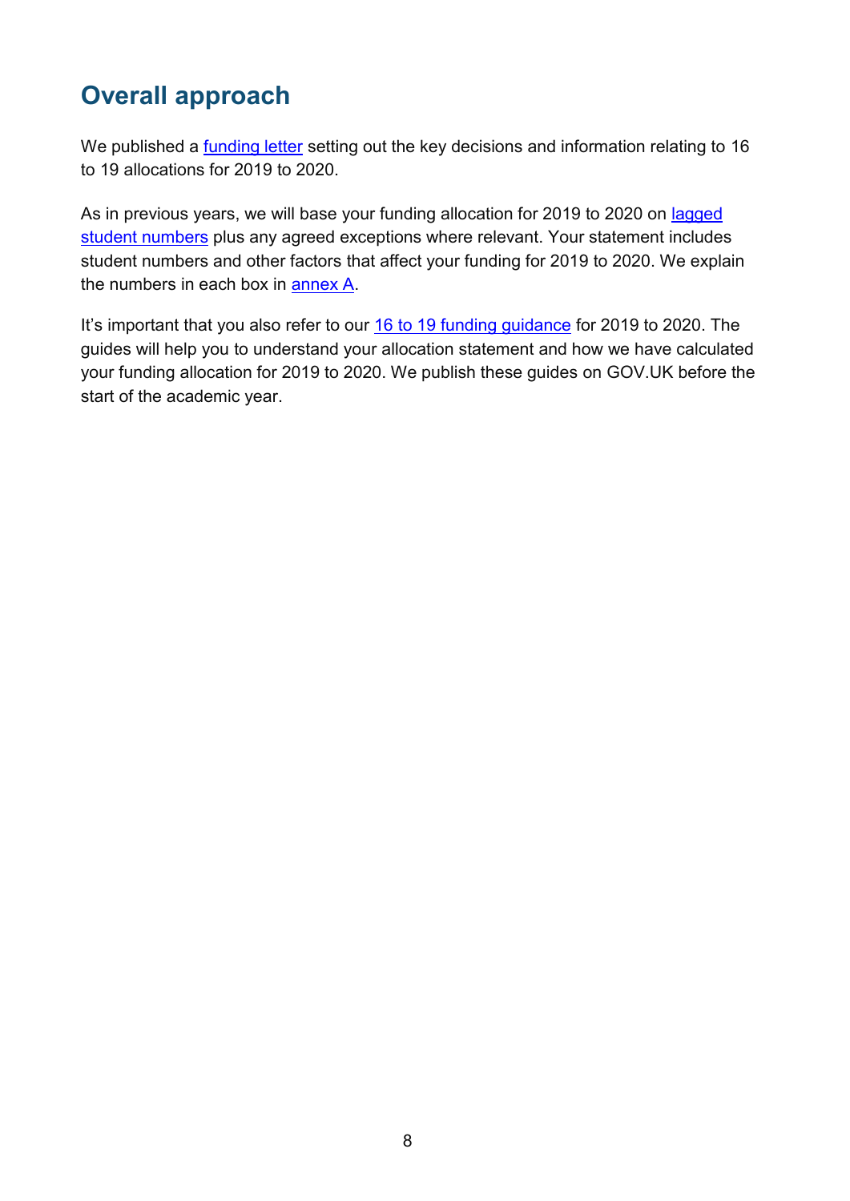## Overall approach

We published a funding letter setting out the key decisions and information relating to 16 to 19 allocations for 2019 to 2020.

As in previous years, we will base your funding allocation for 2019 to 2020 on lagged student numbers plus any agreed exceptions where relevant. Your statement includes student numbers and other factors that affect your funding for 2019 to 2020. We explain the numbers in each box in annex A.

It's important that you also refer to our 16 to 19 funding guidance for 2019 to 2020. The guides will help you to understand your allocation statement and how we have calculated your funding allocation for 2019 to 2020. We publish these guides on GOV.UK before the start of the academic year.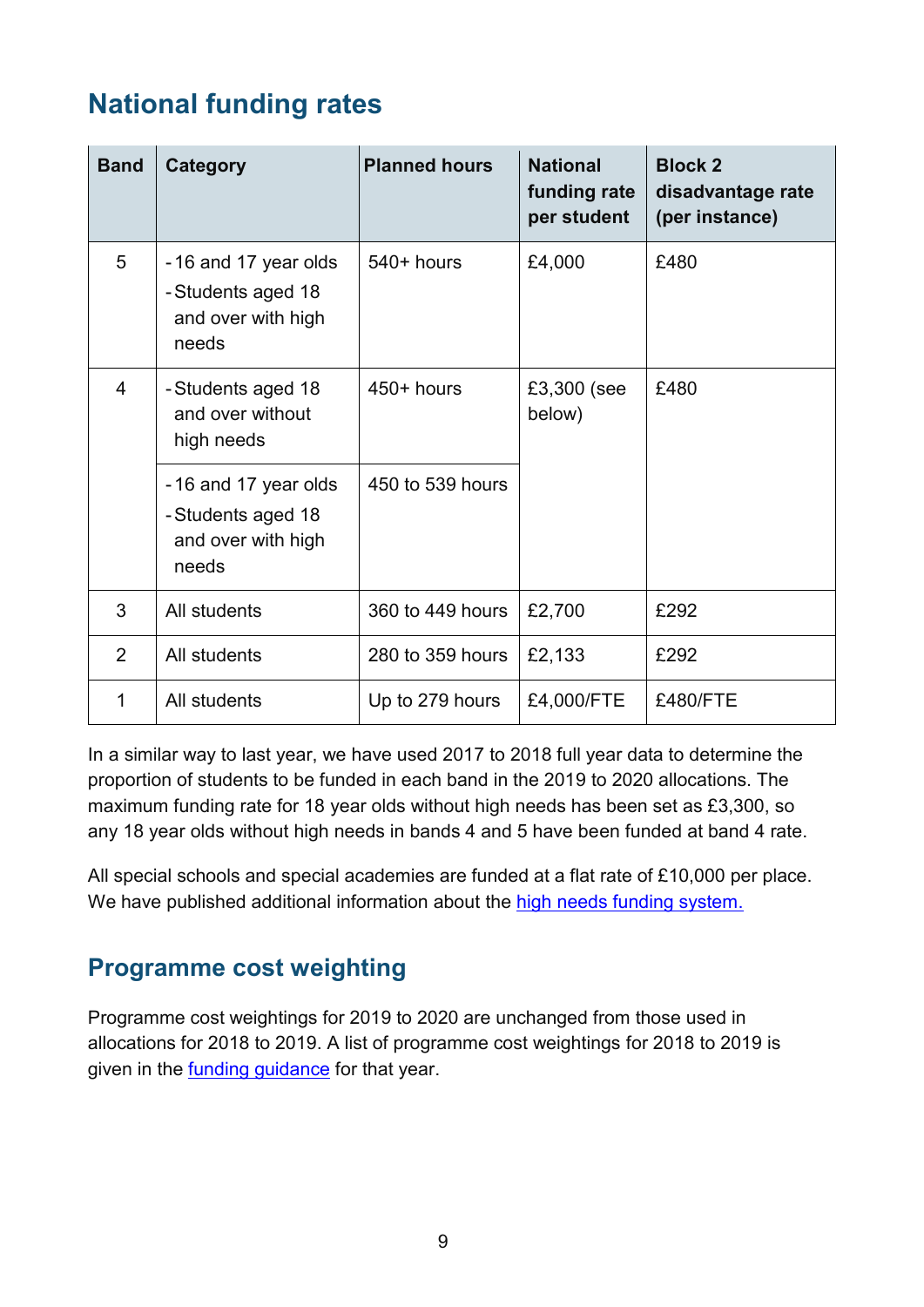## National funding rates

| Band | Category | Planned hours | National funding rate per student | Block 2 disadvantage rate (per instance) |
|---|---|---|---|---|
| 5 | - 16 and 17 year olds<br>- Students aged 18 and over with high needs | 540+ hours | £4,000 | £480 |
| 4 | - Students aged 18 and over without high needs | 450+ hours | £3,300 (see below) | £480 |
| | - 16 and 17 year olds<br>- Students aged 18 and over with high needs | 450 to 539 hours | | |
| 3 | All students | 360 to 449 hours | £2,700 | £292 |
| 2 | All students | 280 to 359 hours | £2,133 | £292 |
| 1 | All students | Up to 279 hours | £4,000/FTE | £480/FTE |

In a similar way to last year, we have used 2017 to 2018 full year data to determine the proportion of students to be funded in each band in the 2019 to 2020 allocations. The maximum funding rate for 18 year olds without high needs has been set as £3,300, so any 18 year olds without high needs in bands 4 and 5 have been funded at band 4 rate.

All special schools and special academies are funded at a flat rate of £10,000 per place. We have published additional information about the [high needs funding system.](#)

## Programme cost weighting

Programme cost weightings for 2019 to 2020 are unchanged from those used in allocations for 2018 to 2019. A list of programme cost weightings for 2018 to 2019 is given in the [funding guidance](#) for that year.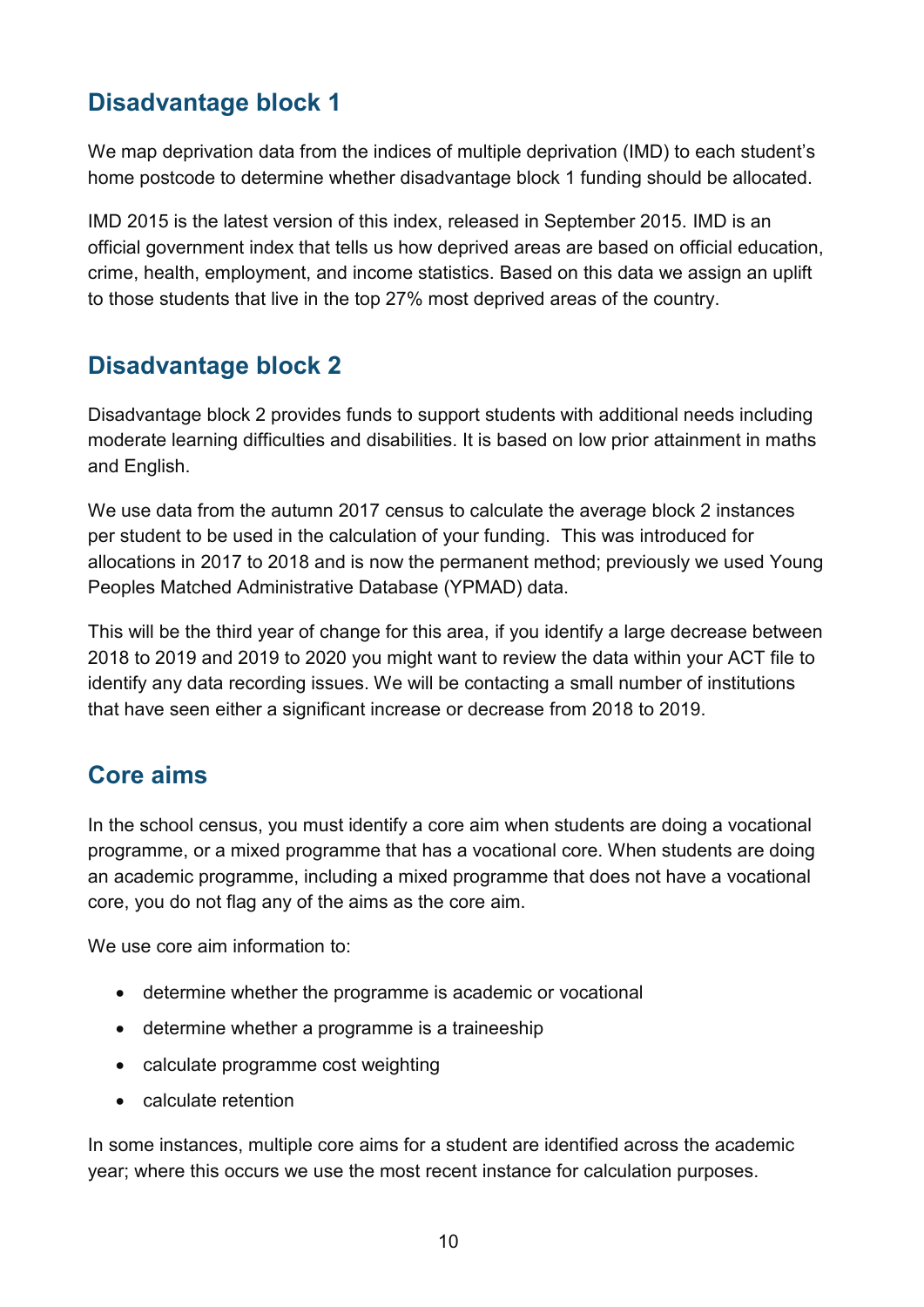## Disadvantage block 1

We map deprivation data from the indices of multiple deprivation (IMD) to each student's home postcode to determine whether disadvantage block 1 funding should be allocated.

IMD 2015 is the latest version of this index, released in September 2015. IMD is an official government index that tells us how deprived areas are based on official education, crime, health, employment, and income statistics. Based on this data we assign an uplift to those students that live in the top 27% most deprived areas of the country.

## Disadvantage block 2

Disadvantage block 2 provides funds to support students with additional needs including moderate learning difficulties and disabilities. It is based on low prior attainment in maths and English.

We use data from the autumn 2017 census to calculate the average block 2 instances per student to be used in the calculation of your funding. This was introduced for allocations in 2017 to 2018 and is now the permanent method; previously we used Young Peoples Matched Administrative Database (YPMAD) data.

This will be the third year of change for this area, if you identify a large decrease between 2018 to 2019 and 2019 to 2020 you might want to review the data within your ACT file to identify any data recording issues. We will be contacting a small number of institutions that have seen either a significant increase or decrease from 2018 to 2019.

## Core aims

In the school census, you must identify a core aim when students are doing a vocational programme, or a mixed programme that has a vocational core. When students are doing an academic programme, including a mixed programme that does not have a vocational core, you do not flag any of the aims as the core aim.

We use core aim information to:

- determine whether the programme is academic or vocational
- determine whether a programme is a traineeship
- calculate programme cost weighting
- calculate retention

In some instances, multiple core aims for a student are identified across the academic year; where this occurs we use the most recent instance for calculation purposes.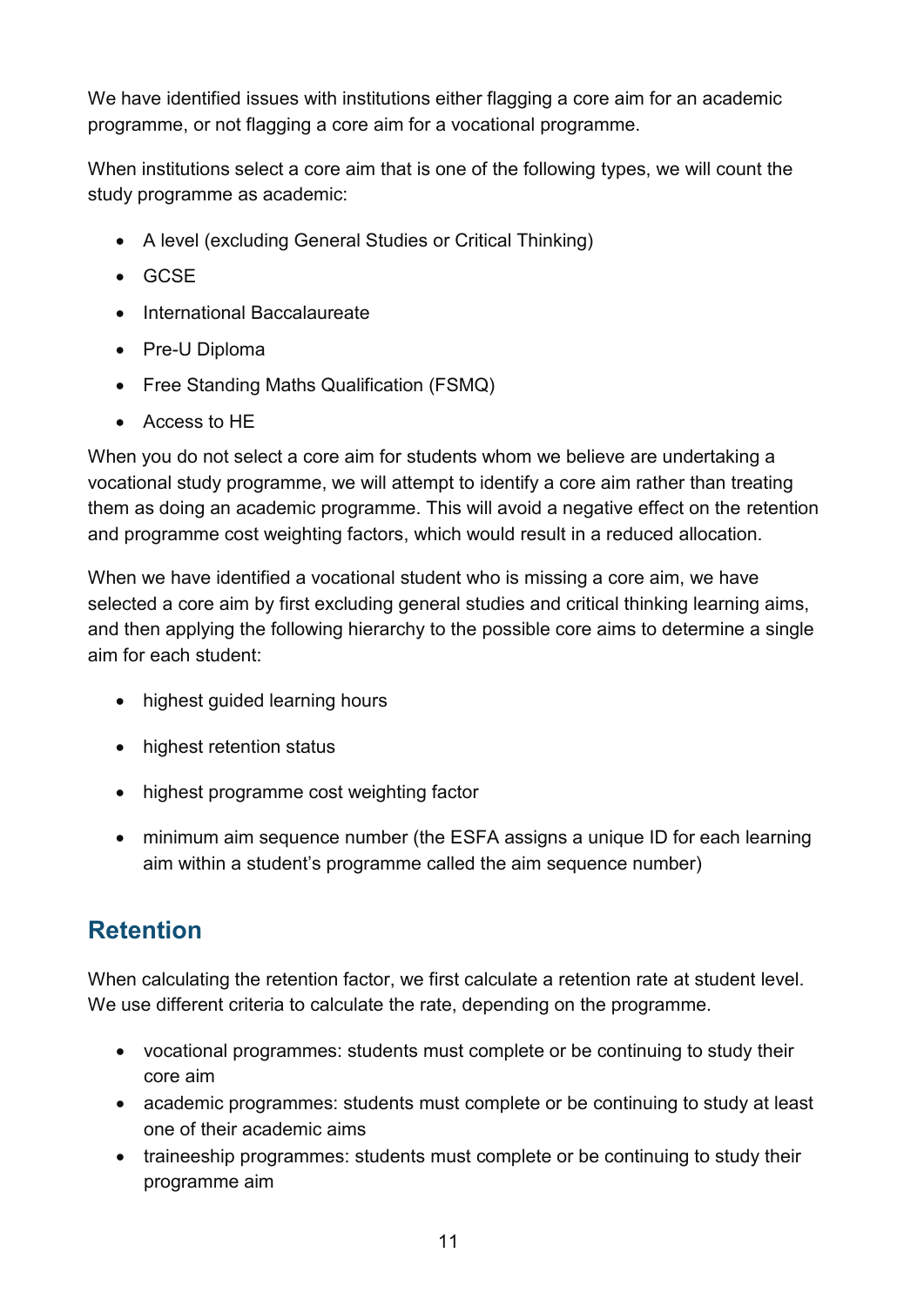We have identified issues with institutions either flagging a core aim for an academic programme, or not flagging a core aim for a vocational programme.

When institutions select a core aim that is one of the following types, we will count the study programme as academic:

- A level (excluding General Studies or Critical Thinking)
- GCSE
- International Baccalaureate
- Pre-U Diploma
- Free Standing Maths Qualification (FSMQ)
- Access to HE

When you do not select a core aim for students whom we believe are undertaking a vocational study programme, we will attempt to identify a core aim rather than treating them as doing an academic programme. This will avoid a negative effect on the retention and programme cost weighting factors, which would result in a reduced allocation.

When we have identified a vocational student who is missing a core aim, we have selected a core aim by first excluding general studies and critical thinking learning aims, and then applying the following hierarchy to the possible core aims to determine a single aim for each student:

- highest guided learning hours
- highest retention status
- highest programme cost weighting factor
- minimum aim sequence number (the ESFA assigns a unique ID for each learning aim within a student's programme called the aim sequence number)

## Retention

When calculating the retention factor, we first calculate a retention rate at student level. We use different criteria to calculate the rate, depending on the programme.

- vocational programmes: students must complete or be continuing to study their core aim
- academic programmes: students must complete or be continuing to study at least one of their academic aims
- traineeship programmes: students must complete or be continuing to study their programme aim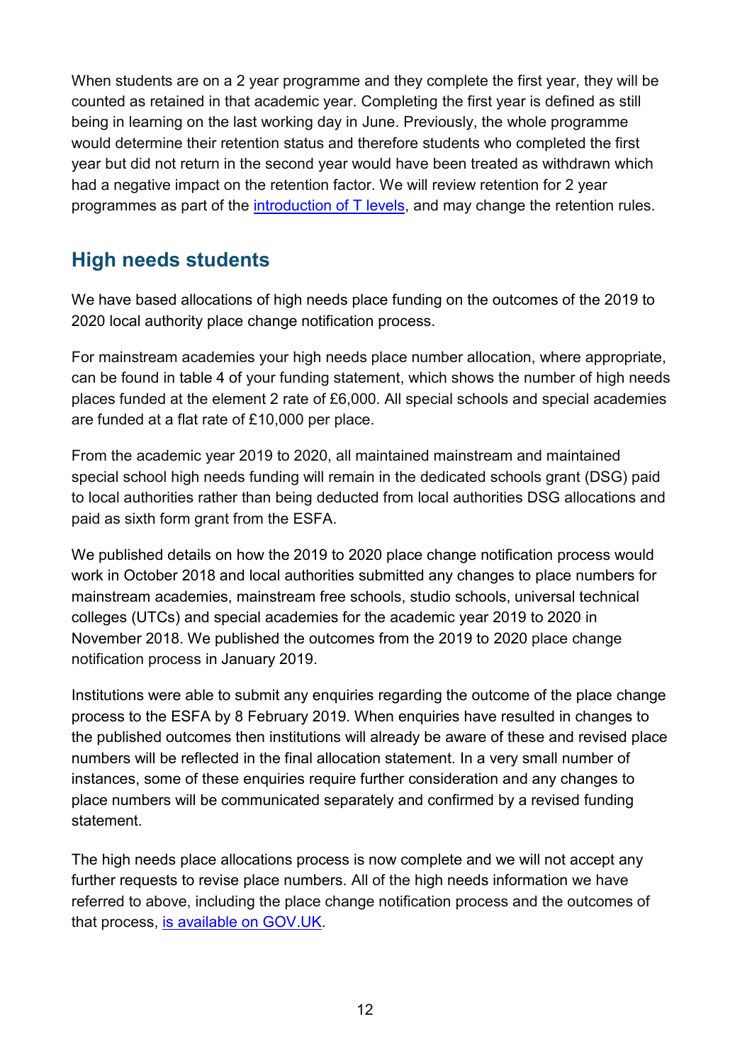When students are on a 2 year programme and they complete the first year, they will be counted as retained in that academic year. Completing the first year is defined as still being in learning on the last working day in June. Previously, the whole programme would determine their retention status and therefore students who completed the first year but did not return in the second year would have been treated as withdrawn which had a negative impact on the retention factor. We will review retention for 2 year programmes as part of the introduction of T levels, and may change the retention rules.

## High needs students

We have based allocations of high needs place funding on the outcomes of the 2019 to 2020 local authority place change notification process.

For mainstream academies your high needs place number allocation, where appropriate, can be found in table 4 of your funding statement, which shows the number of high needs places funded at the element 2 rate of £6,000. All special schools and special academies are funded at a flat rate of £10,000 per place.

From the academic year 2019 to 2020, all maintained mainstream and maintained special school high needs funding will remain in the dedicated schools grant (DSG) paid to local authorities rather than being deducted from local authorities DSG allocations and paid as sixth form grant from the ESFA.

We published details on how the 2019 to 2020 place change notification process would work in October 2018 and local authorities submitted any changes to place numbers for mainstream academies, mainstream free schools, studio schools, universal technical colleges (UTCs) and special academies for the academic year 2019 to 2020 in November 2018. We published the outcomes from the 2019 to 2020 place change notification process in January 2019.

Institutions were able to submit any enquiries regarding the outcome of the place change process to the ESFA by 8 February 2019. When enquiries have resulted in changes to the published outcomes then institutions will already be aware of these and revised place numbers will be reflected in the final allocation statement. In a very small number of instances, some of these enquiries require further consideration and any changes to place numbers will be communicated separately and confirmed by a revised funding statement.

The high needs place allocations process is now complete and we will not accept any further requests to revise place numbers. All of the high needs information we have referred to above, including the place change notification process and the outcomes of that process, is available on GOV.UK.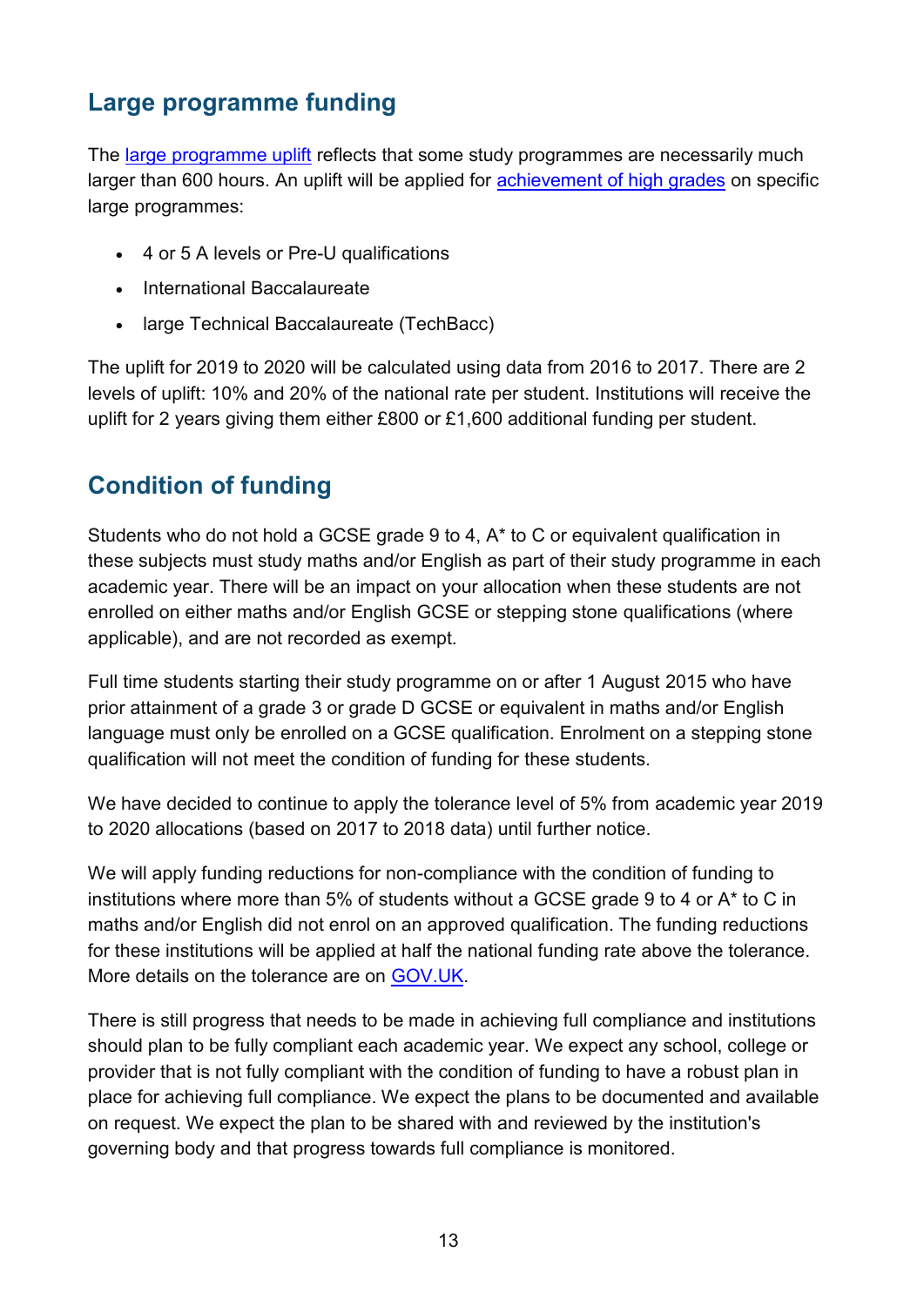## Large programme funding

The large programme uplift reflects that some study programmes are necessarily much larger than 600 hours. An uplift will be applied for achievement of high grades on specific large programmes:

- 4 or 5 A levels or Pre-U qualifications
- International Baccalaureate
- large Technical Baccalaureate (TechBacc)

The uplift for 2019 to 2020 will be calculated using data from 2016 to 2017. There are 2 levels of uplift: 10% and 20% of the national rate per student. Institutions will receive the uplift for 2 years giving them either £800 or £1,600 additional funding per student.

## Condition of funding

Students who do not hold a GCSE grade 9 to 4, A* to C or equivalent qualification in these subjects must study maths and/or English as part of their study programme in each academic year. There will be an impact on your allocation when these students are not enrolled on either maths and/or English GCSE or stepping stone qualifications (where applicable), and are not recorded as exempt.

Full time students starting their study programme on or after 1 August 2015 who have prior attainment of a grade 3 or grade D GCSE or equivalent in maths and/or English language must only be enrolled on a GCSE qualification. Enrolment on a stepping stone qualification will not meet the condition of funding for these students.

We have decided to continue to apply the tolerance level of 5% from academic year 2019 to 2020 allocations (based on 2017 to 2018 data) until further notice.

We will apply funding reductions for non-compliance with the condition of funding to institutions where more than 5% of students without a GCSE grade 9 to 4 or A* to C in maths and/or English did not enrol on an approved qualification. The funding reductions for these institutions will be applied at half the national funding rate above the tolerance. More details on the tolerance are on GOV.UK.

There is still progress that needs to be made in achieving full compliance and institutions should plan to be fully compliant each academic year. We expect any school, college or provider that is not fully compliant with the condition of funding to have a robust plan in place for achieving full compliance. We expect the plans to be documented and available on request. We expect the plan to be shared with and reviewed by the institution's governing body and that progress towards full compliance is monitored.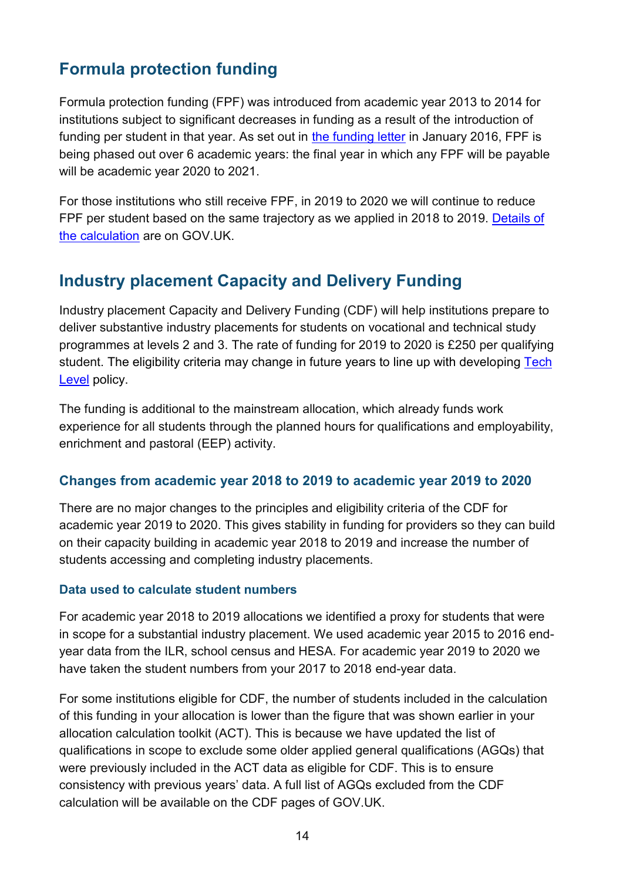## Formula protection funding

Formula protection funding (FPF) was introduced from academic year 2013 to 2014 for institutions subject to significant decreases in funding as a result of the introduction of funding per student in that year. As set out in the funding letter in January 2016, FPF is being phased out over 6 academic years: the final year in which any FPF will be payable will be academic year 2020 to 2021.

For those institutions who still receive FPF, in 2019 to 2020 we will continue to reduce FPF per student based on the same trajectory as we applied in 2018 to 2019. Details of the calculation are on GOV.UK.

## Industry placement Capacity and Delivery Funding

Industry placement Capacity and Delivery Funding (CDF) will help institutions prepare to deliver substantive industry placements for students on vocational and technical study programmes at levels 2 and 3. The rate of funding for 2019 to 2020 is £250 per qualifying student. The eligibility criteria may change in future years to line up with developing Tech Level policy.

The funding is additional to the mainstream allocation, which already funds work experience for all students through the planned hours for qualifications and employability, enrichment and pastoral (EEP) activity.

### Changes from academic year 2018 to 2019 to academic year 2019 to 2020

There are no major changes to the principles and eligibility criteria of the CDF for academic year 2019 to 2020. This gives stability in funding for providers so they can build on their capacity building in academic year 2018 to 2019 and increase the number of students accessing and completing industry placements.

#### Data used to calculate student numbers

For academic year 2018 to 2019 allocations we identified a proxy for students that were in scope for a substantial industry placement. We used academic year 2015 to 2016 end-year data from the ILR, school census and HESA. For academic year 2019 to 2020 we have taken the student numbers from your 2017 to 2018 end-year data.

For some institutions eligible for CDF, the number of students included in the calculation of this funding in your allocation is lower than the figure that was shown earlier in your allocation calculation toolkit (ACT). This is because we have updated the list of qualifications in scope to exclude some older applied general qualifications (AGQs) that were previously included in the ACT data as eligible for CDF. This is to ensure consistency with previous years' data. A full list of AGQs excluded from the CDF calculation will be available on the CDF pages of GOV.UK.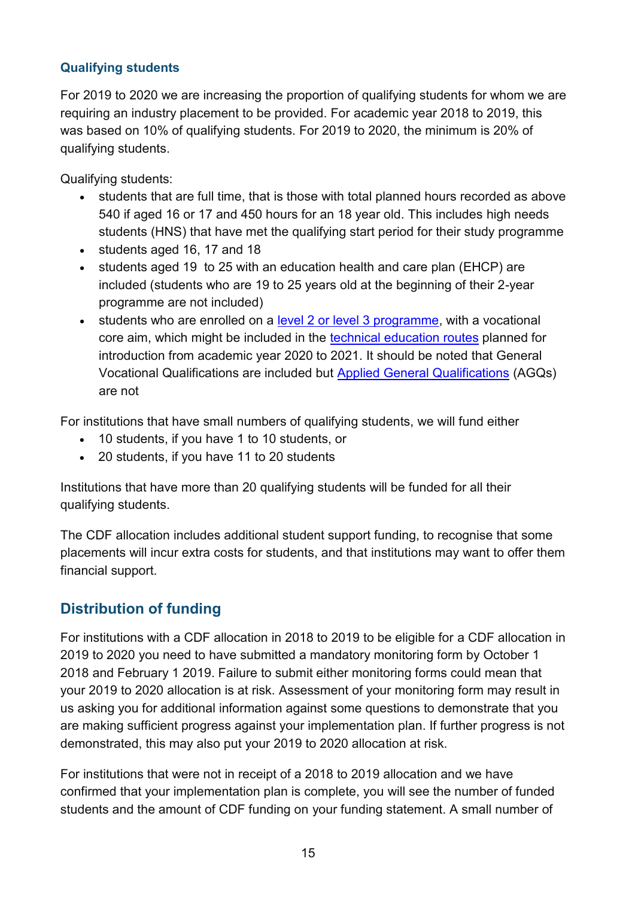### Qualifying students

For 2019 to 2020 we are increasing the proportion of qualifying students for whom we are requiring an industry placement to be provided. For academic year 2018 to 2019, this was based on 10% of qualifying students. For 2019 to 2020, the minimum is 20% of qualifying students.

Qualifying students:

- students that are full time, that is those with total planned hours recorded as above 540 if aged 16 or 17 and 450 hours for an 18 year old. This includes high needs students (HNS) that have met the qualifying start period for their study programme
- students aged 16, 17 and 18
- students aged 19 to 25 with an education health and care plan (EHCP) are included (students who are 19 to 25 years old at the beginning of their 2-year programme are not included)
- students who are enrolled on a [level 2 or level 3 programme](), with a vocational core aim, which might be included in the [technical education routes]() planned for introduction from academic year 2020 to 2021. It should be noted that General Vocational Qualifications are included but [Applied General Qualifications]() (AGQs) are not

For institutions that have small numbers of qualifying students, we will fund either

- 10 students, if you have 1 to 10 students, or
- 20 students, if you have 11 to 20 students

Institutions that have more than 20 qualifying students will be funded for all their qualifying students.

The CDF allocation includes additional student support funding, to recognise that some placements will incur extra costs for students, and that institutions may want to offer them financial support.

## Distribution of funding

For institutions with a CDF allocation in 2018 to 2019 to be eligible for a CDF allocation in 2019 to 2020 you need to have submitted a mandatory monitoring form by October 1 2018 and February 1 2019. Failure to submit either monitoring forms could mean that your 2019 to 2020 allocation is at risk. Assessment of your monitoring form may result in us asking you for additional information against some questions to demonstrate that you are making sufficient progress against your implementation plan. If further progress is not demonstrated, this may also put your 2019 to 2020 allocation at risk.

For institutions that were not in receipt of a 2018 to 2019 allocation and we have confirmed that your implementation plan is complete, you will see the number of funded students and the amount of CDF funding on your funding statement. A small number of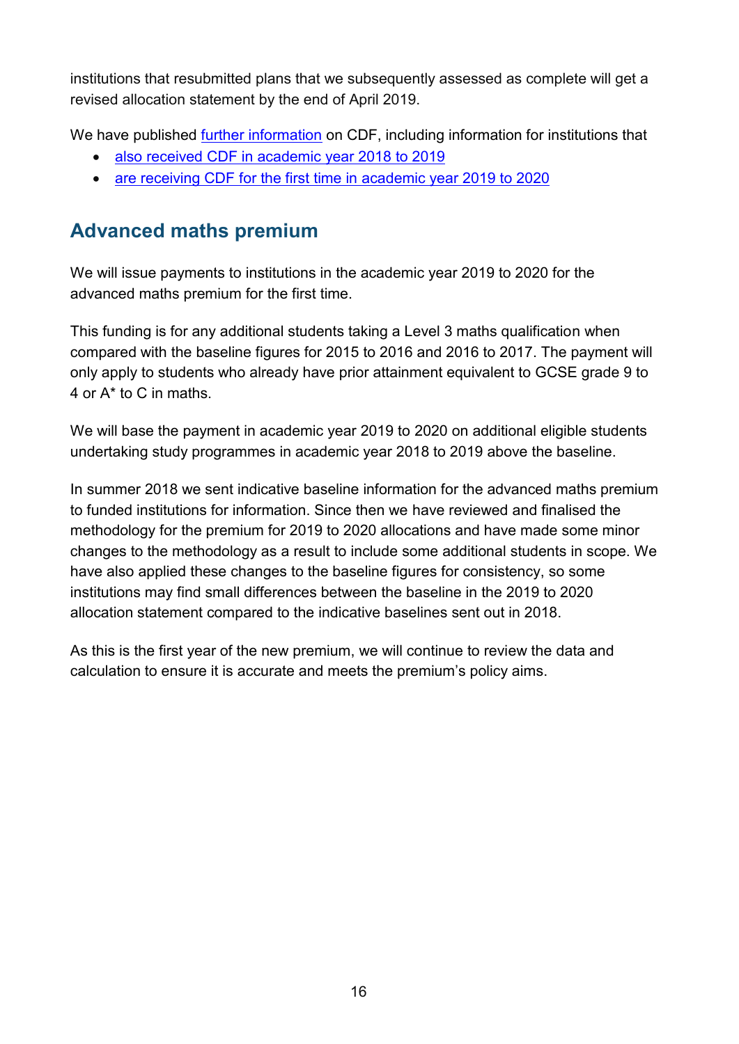institutions that resubmitted plans that we subsequently assessed as complete will get a revised allocation statement by the end of April 2019.

We have published further information on CDF, including information for institutions that

- also received CDF in academic year 2018 to 2019
- are receiving CDF for the first time in academic year 2019 to 2020

## Advanced maths premium

We will issue payments to institutions in the academic year 2019 to 2020 for the advanced maths premium for the first time.

This funding is for any additional students taking a Level 3 maths qualification when compared with the baseline figures for 2015 to 2016 and 2016 to 2017. The payment will only apply to students who already have prior attainment equivalent to GCSE grade 9 to 4 or A* to C in maths.

We will base the payment in academic year 2019 to 2020 on additional eligible students undertaking study programmes in academic year 2018 to 2019 above the baseline.

In summer 2018 we sent indicative baseline information for the advanced maths premium to funded institutions for information. Since then we have reviewed and finalised the methodology for the premium for 2019 to 2020 allocations and have made some minor changes to the methodology as a result to include some additional students in scope. We have also applied these changes to the baseline figures for consistency, so some institutions may find small differences between the baseline in the 2019 to 2020 allocation statement compared to the indicative baselines sent out in 2018.

As this is the first year of the new premium, we will continue to review the data and calculation to ensure it is accurate and meets the premium's policy aims.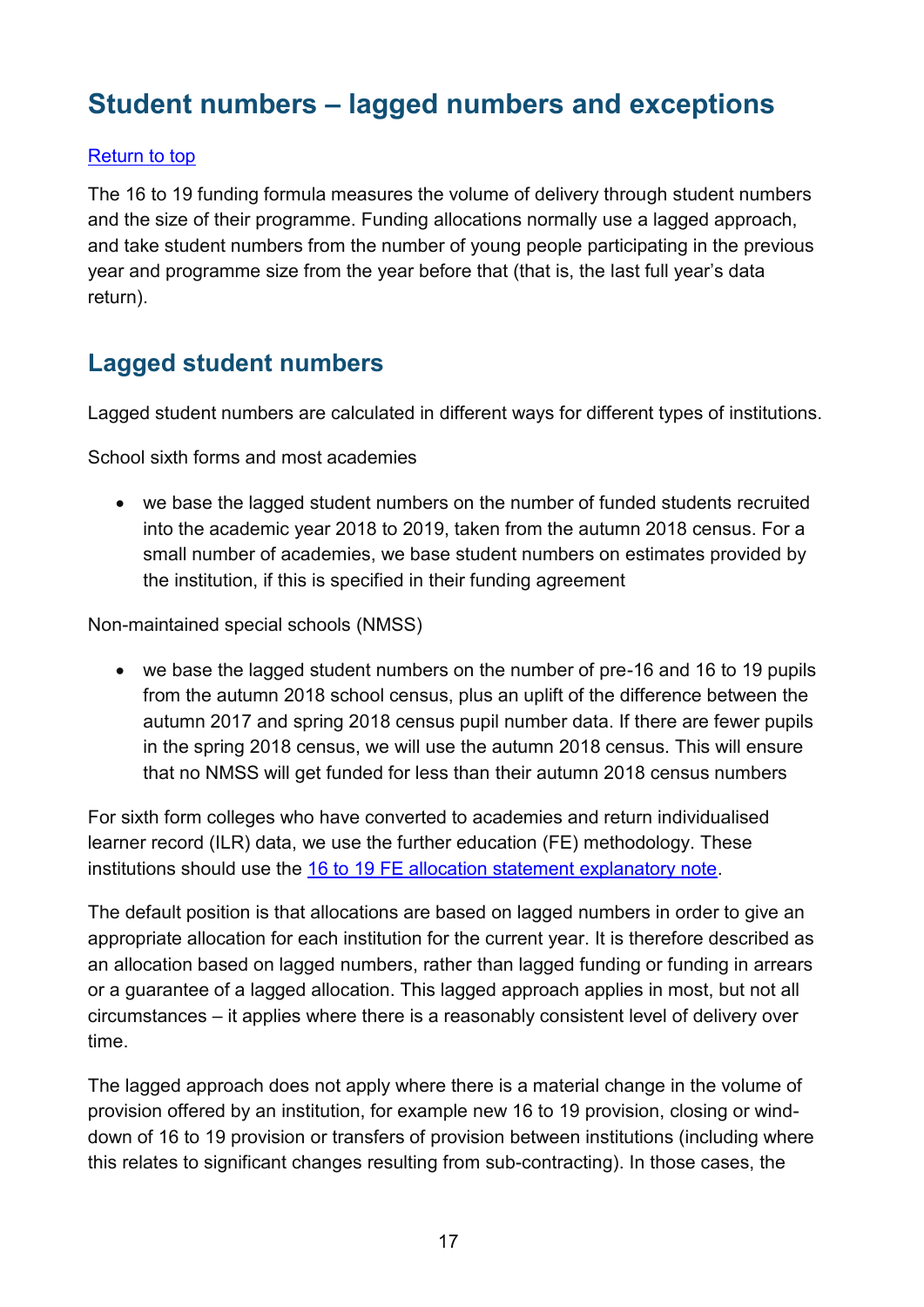# Student numbers – lagged numbers and exceptions

[Return to top]

The 16 to 19 funding formula measures the volume of delivery through student numbers and the size of their programme. Funding allocations normally use a lagged approach, and take student numbers from the number of young people participating in the previous year and programme size from the year before that (that is, the last full year's data return).

## Lagged student numbers

Lagged student numbers are calculated in different ways for different types of institutions.

School sixth forms and most academies

- we base the lagged student numbers on the number of funded students recruited into the academic year 2018 to 2019, taken from the autumn 2018 census. For a small number of academies, we base student numbers on estimates provided by the institution, if this is specified in their funding agreement

Non-maintained special schools (NMSS)

- we base the lagged student numbers on the number of pre-16 and 16 to 19 pupils from the autumn 2018 school census, plus an uplift of the difference between the autumn 2017 and spring 2018 census pupil number data. If there are fewer pupils in the spring 2018 census, we will use the autumn 2018 census. This will ensure that no NMSS will get funded for less than their autumn 2018 census numbers

For sixth form colleges who have converted to academies and return individualised learner record (ILR) data, we use the further education (FE) methodology. These institutions should use the 16 to 19 FE allocation statement explanatory note.

The default position is that allocations are based on lagged numbers in order to give an appropriate allocation for each institution for the current year. It is therefore described as an allocation based on lagged numbers, rather than lagged funding or funding in arrears or a guarantee of a lagged allocation. This lagged approach applies in most, but not all circumstances – it applies where there is a reasonably consistent level of delivery over time.

The lagged approach does not apply where there is a material change in the volume of provision offered by an institution, for example new 16 to 19 provision, closing or wind-down of 16 to 19 provision or transfers of provision between institutions (including where this relates to significant changes resulting from sub-contracting). In those cases, the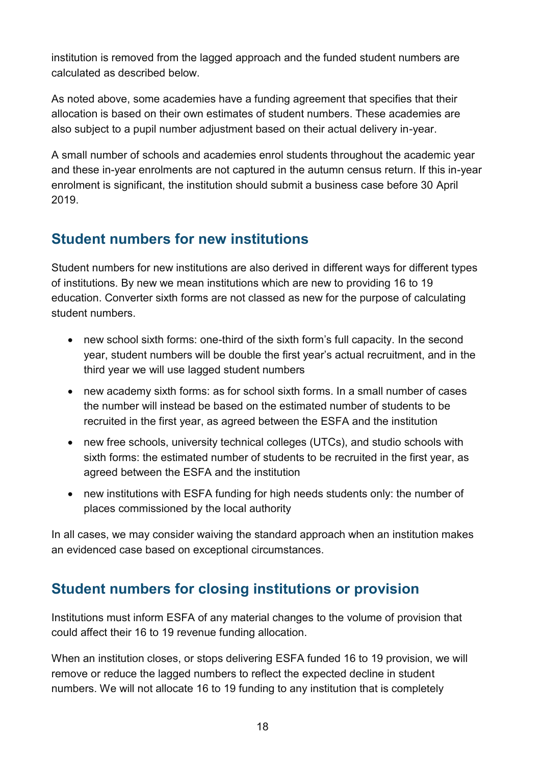institution is removed from the lagged approach and the funded student numbers are calculated as described below.

As noted above, some academies have a funding agreement that specifies that their allocation is based on their own estimates of student numbers. These academies are also subject to a pupil number adjustment based on their actual delivery in-year.

A small number of schools and academies enrol students throughout the academic year and these in-year enrolments are not captured in the autumn census return. If this in-year enrolment is significant, the institution should submit a business case before 30 April 2019.

## Student numbers for new institutions

Student numbers for new institutions are also derived in different ways for different types of institutions. By new we mean institutions which are new to providing 16 to 19 education. Converter sixth forms are not classed as new for the purpose of calculating student numbers.

- new school sixth forms: one-third of the sixth form's full capacity. In the second year, student numbers will be double the first year's actual recruitment, and in the third year we will use lagged student numbers
- new academy sixth forms: as for school sixth forms. In a small number of cases the number will instead be based on the estimated number of students to be recruited in the first year, as agreed between the ESFA and the institution
- new free schools, university technical colleges (UTCs), and studio schools with sixth forms: the estimated number of students to be recruited in the first year, as agreed between the ESFA and the institution
- new institutions with ESFA funding for high needs students only: the number of places commissioned by the local authority

In all cases, we may consider waiving the standard approach when an institution makes an evidenced case based on exceptional circumstances.

## Student numbers for closing institutions or provision

Institutions must inform ESFA of any material changes to the volume of provision that could affect their 16 to 19 revenue funding allocation.

When an institution closes, or stops delivering ESFA funded 16 to 19 provision, we will remove or reduce the lagged numbers to reflect the expected decline in student numbers. We will not allocate 16 to 19 funding to any institution that is completely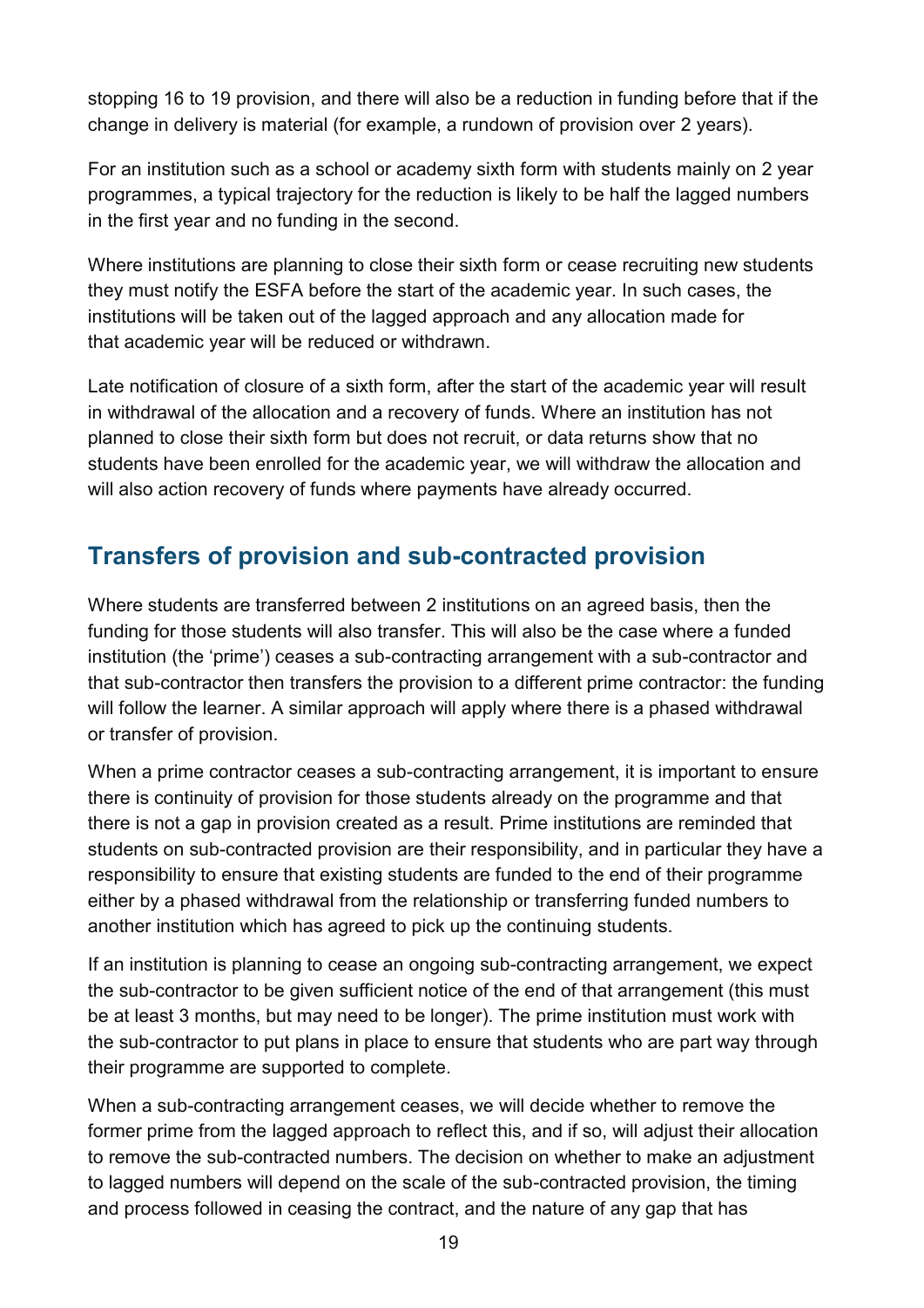stopping 16 to 19 provision, and there will also be a reduction in funding before that if the change in delivery is material (for example, a rundown of provision over 2 years).

For an institution such as a school or academy sixth form with students mainly on 2 year programmes, a typical trajectory for the reduction is likely to be half the lagged numbers in the first year and no funding in the second.

Where institutions are planning to close their sixth form or cease recruiting new students they must notify the ESFA before the start of the academic year. In such cases, the institutions will be taken out of the lagged approach and any allocation made for that academic year will be reduced or withdrawn.

Late notification of closure of a sixth form, after the start of the academic year will result in withdrawal of the allocation and a recovery of funds. Where an institution has not planned to close their sixth form but does not recruit, or data returns show that no students have been enrolled for the academic year, we will withdraw the allocation and will also action recovery of funds where payments have already occurred.

## Transfers of provision and sub-contracted provision

Where students are transferred between 2 institutions on an agreed basis, then the funding for those students will also transfer. This will also be the case where a funded institution (the 'prime') ceases a sub-contracting arrangement with a sub-contractor and that sub-contractor then transfers the provision to a different prime contractor: the funding will follow the learner. A similar approach will apply where there is a phased withdrawal or transfer of provision.

When a prime contractor ceases a sub-contracting arrangement, it is important to ensure there is continuity of provision for those students already on the programme and that there is not a gap in provision created as a result. Prime institutions are reminded that students on sub-contracted provision are their responsibility, and in particular they have a responsibility to ensure that existing students are funded to the end of their programme either by a phased withdrawal from the relationship or transferring funded numbers to another institution which has agreed to pick up the continuing students.

If an institution is planning to cease an ongoing sub-contracting arrangement, we expect the sub-contractor to be given sufficient notice of the end of that arrangement (this must be at least 3 months, but may need to be longer). The prime institution must work with the sub-contractor to put plans in place to ensure that students who are part way through their programme are supported to complete.

When a sub-contracting arrangement ceases, we will decide whether to remove the former prime from the lagged approach to reflect this, and if so, will adjust their allocation to remove the sub-contracted numbers. The decision on whether to make an adjustment to lagged numbers will depend on the scale of the sub-contracted provision, the timing and process followed in ceasing the contract, and the nature of any gap that has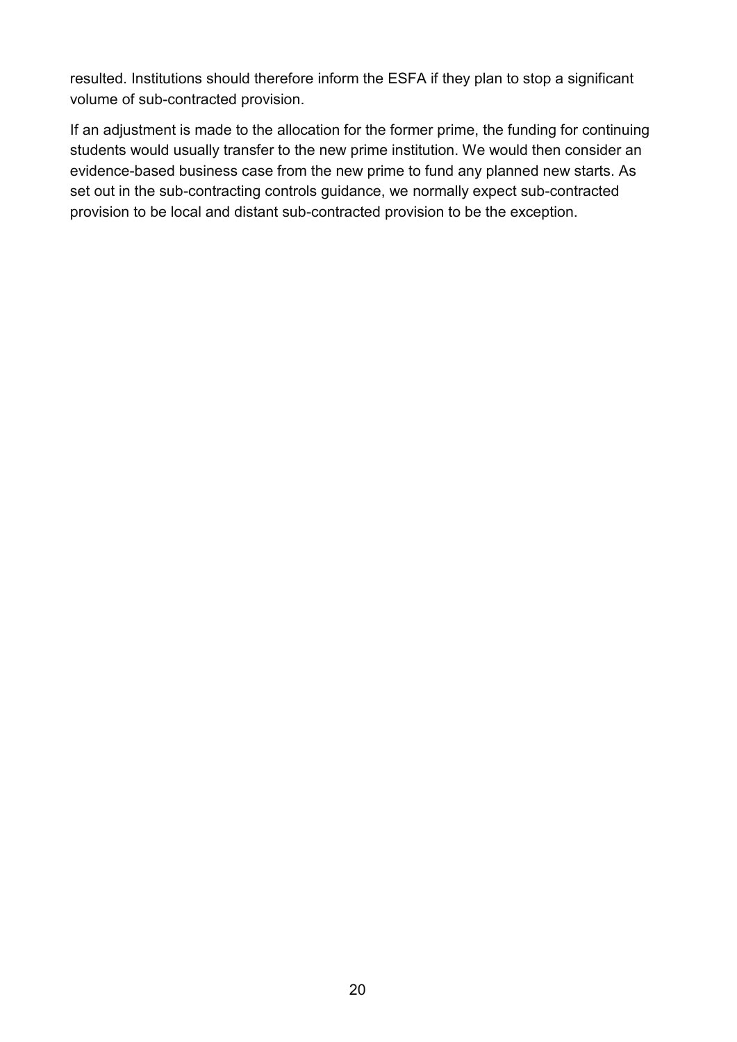resulted. Institutions should therefore inform the ESFA if they plan to stop a significant volume of sub-contracted provision.

If an adjustment is made to the allocation for the former prime, the funding for continuing students would usually transfer to the new prime institution. We would then consider an evidence-based business case from the new prime to fund any planned new starts. As set out in the sub-contracting controls guidance, we normally expect sub-contracted provision to be local and distant sub-contracted provision to be the exception.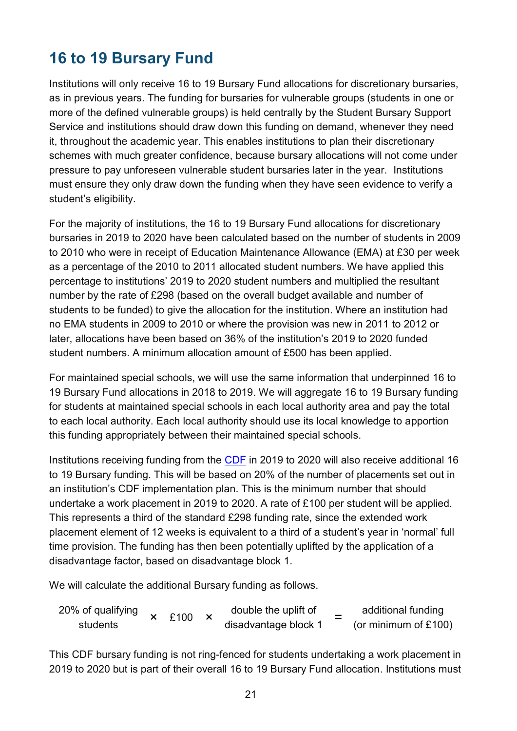## 16 to 19 Bursary Fund

Institutions will only receive 16 to 19 Bursary Fund allocations for discretionary bursaries, as in previous years. The funding for bursaries for vulnerable groups (students in one or more of the defined vulnerable groups) is held centrally by the Student Bursary Support Service and institutions should draw down this funding on demand, whenever they need it, throughout the academic year. This enables institutions to plan their discretionary schemes with much greater confidence, because bursary allocations will not come under pressure to pay unforeseen vulnerable student bursaries later in the year. Institutions must ensure they only draw down the funding when they have seen evidence to verify a student's eligibility.

For the majority of institutions, the 16 to 19 Bursary Fund allocations for discretionary bursaries in 2019 to 2020 have been calculated based on the number of students in 2009 to 2010 who were in receipt of Education Maintenance Allowance (EMA) at £30 per week as a percentage of the 2010 to 2011 allocated student numbers. We have applied this percentage to institutions' 2019 to 2020 student numbers and multiplied the resultant number by the rate of £298 (based on the overall budget available and number of students to be funded) to give the allocation for the institution. Where an institution had no EMA students in 2009 to 2010 or where the provision was new in 2011 to 2012 or later, allocations have been based on 36% of the institution's 2019 to 2020 funded student numbers. A minimum allocation amount of £500 has been applied.

For maintained special schools, we will use the same information that underpinned 16 to 19 Bursary Fund allocations in 2018 to 2019. We will aggregate 16 to 19 Bursary funding for students at maintained special schools in each local authority area and pay the total to each local authority. Each local authority should use its local knowledge to apportion this funding appropriately between their maintained special schools.

Institutions receiving funding from the CDF in 2019 to 2020 will also receive additional 16 to 19 Bursary funding. This will be based on 20% of the number of placements set out in an institution's CDF implementation plan. This is the minimum number that should undertake a work placement in 2019 to 2020. A rate of £100 per student will be applied. This represents a third of the standard £298 funding rate, since the extended work placement element of 12 weeks is equivalent to a third of a student's year in 'normal' full time provision. The funding has then been potentially uplifted by the application of a disadvantage factor, based on disadvantage block 1.

We will calculate the additional Bursary funding as follows.

$$\text{20\% of qualifying students} \times \text{£100} \times \text{double the uplift of disadvantage block 1} = \text{additional funding (or minimum of £100)}$$

This CDF bursary funding is not ring-fenced for students undertaking a work placement in 2019 to 2020 but is part of their overall 16 to 19 Bursary Fund allocation. Institutions must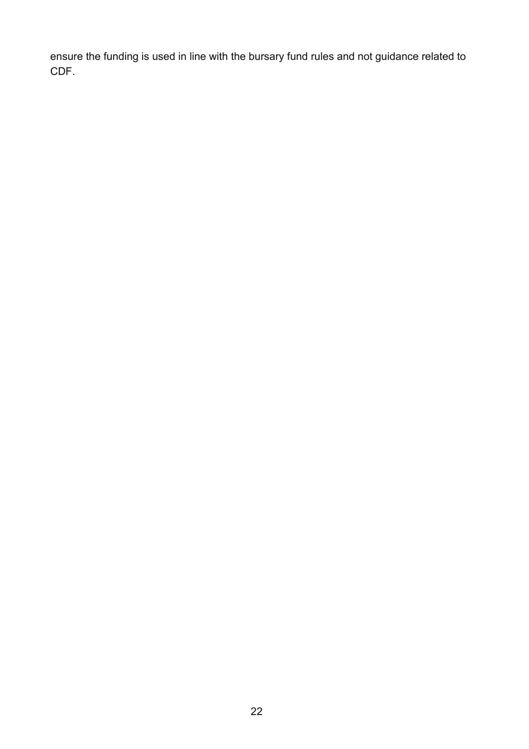ensure the funding is used in line with the bursary fund rules and not guidance related to CDF.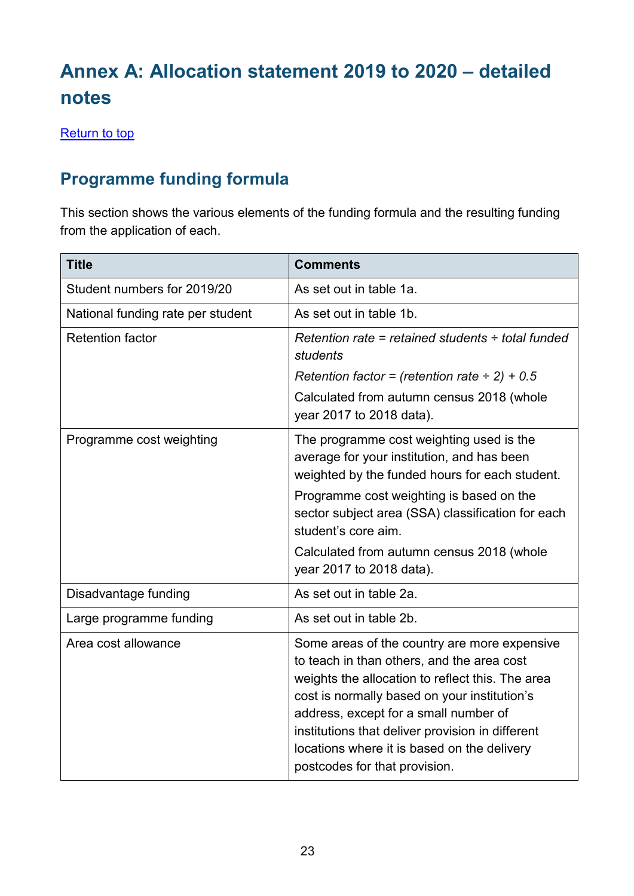# Annex A: Allocation statement 2019 to 2020 – detailed notes

[Return to top]

## Programme funding formula

This section shows the various elements of the funding formula and the resulting funding from the application of each.

| Title | Comments |
|---|---|
| Student numbers for 2019/20 | As set out in table 1a. |
| National funding rate per student | As set out in table 1b. |
| Retention factor | *Retention rate = retained students ÷ total funded students*<br>*Retention factor = (retention rate ÷ 2) + 0.5*<br>Calculated from autumn census 2018 (whole year 2017 to 2018 data). |
| Programme cost weighting | The programme cost weighting used is the average for your institution, and has been weighted by the funded hours for each student.<br>Programme cost weighting is based on the sector subject area (SSA) classification for each student's core aim.<br>Calculated from autumn census 2018 (whole year 2017 to 2018 data). |
| Disadvantage funding | As set out in table 2a. |
| Large programme funding | As set out in table 2b. |
| Area cost allowance | Some areas of the country are more expensive to teach in than others, and the area cost weights the allocation to reflect this. The area cost is normally based on your institution's address, except for a small number of institutions that deliver provision in different locations where it is based on the delivery postcodes for that provision. |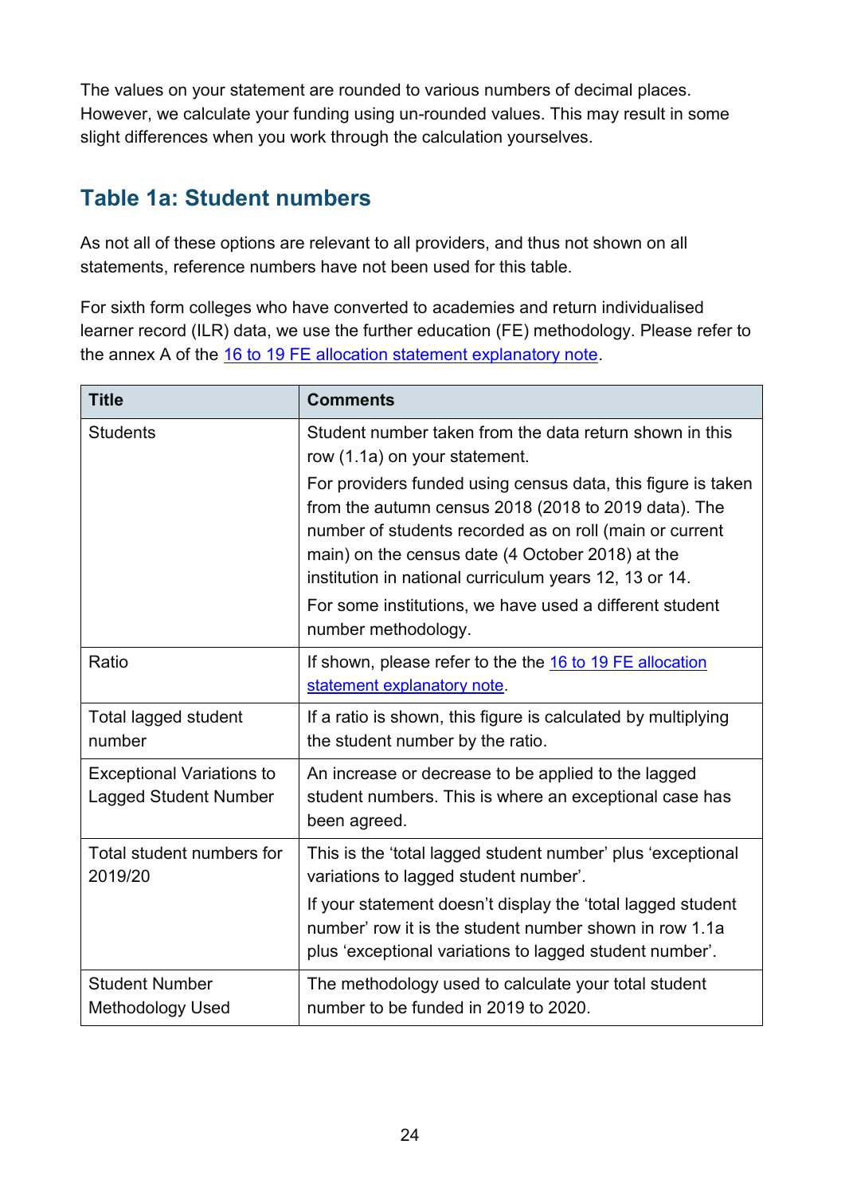The values on your statement are rounded to various numbers of decimal places. However, we calculate your funding using un-rounded values. This may result in some slight differences when you work through the calculation yourselves.

## Table 1a: Student numbers

As not all of these options are relevant to all providers, and thus not shown on all statements, reference numbers have not been used for this table.

For sixth form colleges who have converted to academies and return individualised learner record (ILR) data, we use the further education (FE) methodology. Please refer to the annex A of the [16 to 19 FE allocation statement explanatory note](#).

| Title | Comments |
| --- | --- |
| Students | Student number taken from the data return shown in this row (1.1a) on your statement.<br><br>For providers funded using census data, this figure is taken from the autumn census 2018 (2018 to 2019 data). The number of students recorded as on roll (main or current main) on the census date (4 October 2018) at the institution in national curriculum years 12, 13 or 14.<br><br>For some institutions, we have used a different student number methodology. |
| Ratio | If shown, please refer to the the [16 to 19 FE allocation statement explanatory note](#). |
| Total lagged student number | If a ratio is shown, this figure is calculated by multiplying the student number by the ratio. |
| Exceptional Variations to Lagged Student Number | An increase or decrease to be applied to the lagged student numbers. This is where an exceptional case has been agreed. |
| Total student numbers for 2019/20 | This is the 'total lagged student number' plus 'exceptional variations to lagged student number'.<br><br>If your statement doesn't display the 'total lagged student number' row it is the student number shown in row 1.1a plus 'exceptional variations to lagged student number'. |
| Student Number Methodology Used | The methodology used to calculate your total student number to be funded in 2019 to 2020. |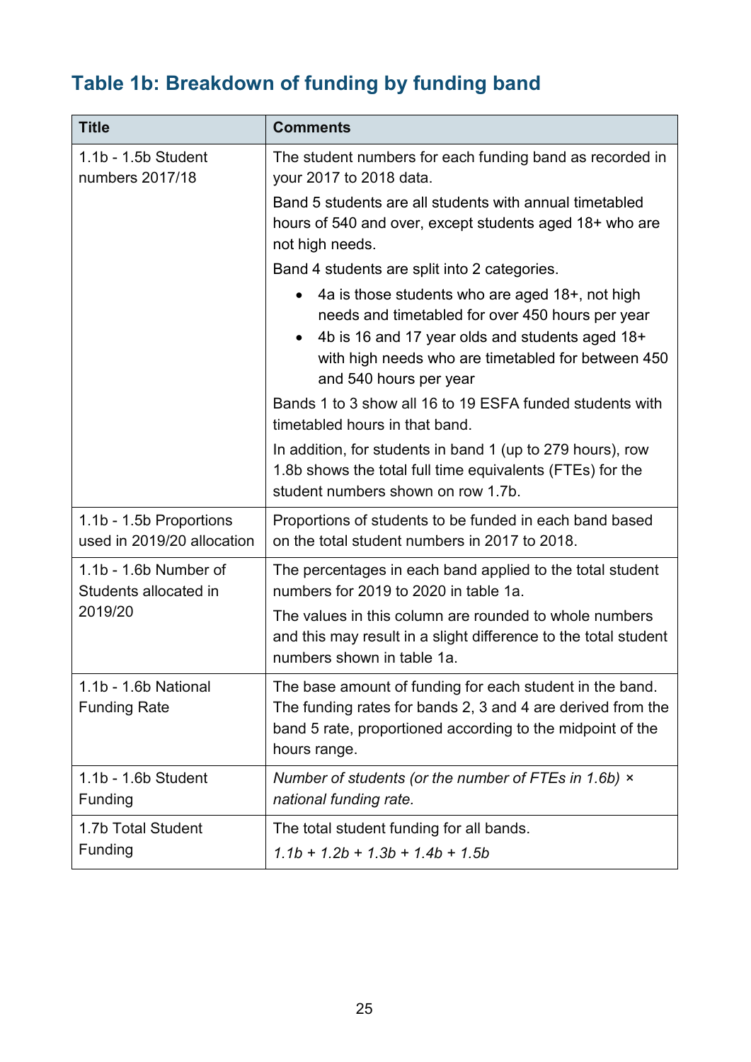## Table 1b: Breakdown of funding by funding band

| Title | Comments |
|---|---|
| 1.1b - 1.5b Student numbers 2017/18 | The student numbers for each funding band as recorded in your 2017 to 2018 data.<br>Band 5 students are all students with annual timetabled hours of 540 and over, except students aged 18+ who are not high needs.<br>Band 4 students are split into 2 categories.<br>• 4a is those students who are aged 18+, not high needs and timetabled for over 450 hours per year<br>• 4b is 16 and 17 year olds and students aged 18+ with high needs who are timetabled for between 450 and 540 hours per year<br>Bands 1 to 3 show all 16 to 19 ESFA funded students with timetabled hours in that band.<br>In addition, for students in band 1 (up to 279 hours), row 1.8b shows the total full time equivalents (FTEs) for the student numbers shown on row 1.7b. |
| 1.1b - 1.5b Proportions used in 2019/20 allocation | Proportions of students to be funded in each band based on the total student numbers in 2017 to 2018. |
| 1.1b - 1.6b Number of Students allocated in 2019/20 | The percentages in each band applied to the total student numbers for 2019 to 2020 in table 1a.<br>The values in this column are rounded to whole numbers and this may result in a slight difference to the total student numbers shown in table 1a. |
| 1.1b - 1.6b National Funding Rate | The base amount of funding for each student in the band. The funding rates for bands 2, 3 and 4 are derived from the band 5 rate, proportioned according to the midpoint of the hours range. |
| 1.1b - 1.6b Student Funding | *Number of students (or the number of FTEs in 1.6b) × national funding rate.* |
| 1.7b Total Student Funding | The total student funding for all bands.<br>*1.1b + 1.2b + 1.3b + 1.4b + 1.5b* |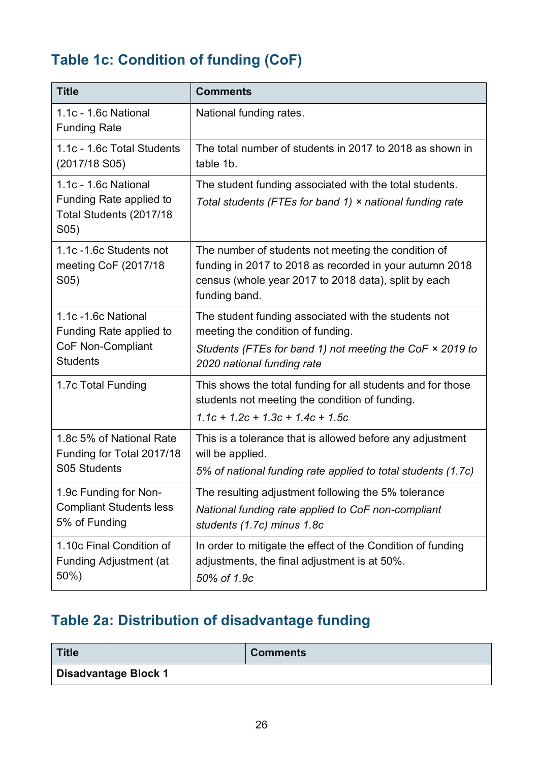## Table 1c: Condition of funding (CoF)

| Title | Comments |
|---|---|
| 1.1c - 1.6c National Funding Rate | National funding rates. |
| 1.1c - 1.6c Total Students (2017/18 S05) | The total number of students in 2017 to 2018 as shown in table 1b. |
| 1.1c - 1.6c National Funding Rate applied to Total Students (2017/18 S05) | The student funding associated with the total students. *Total students (FTEs for band 1) × national funding rate* |
| 1.1c -1.6c Students not meeting CoF (2017/18 S05) | The number of students not meeting the condition of funding in 2017 to 2018 as recorded in your autumn 2018 census (whole year 2017 to 2018 data), split by each funding band. |
| 1.1c -1.6c National Funding Rate applied to CoF Non-Compliant Students | The student funding associated with the students not meeting the condition of funding. *Students (FTEs for band 1) not meeting the CoF × 2019 to 2020 national funding rate* |
| 1.7c Total Funding | This shows the total funding for all students and for those students not meeting the condition of funding. *1.1c + 1.2c + 1.3c + 1.4c + 1.5c* |
| 1.8c 5% of National Rate Funding for Total 2017/18 S05 Students | This is a tolerance that is allowed before any adjustment will be applied. *5% of national funding rate applied to total students (1.7c)* |
| 1.9c Funding for Non-Compliant Students less 5% of Funding | The resulting adjustment following the 5% tolerance *National funding rate applied to CoF non-compliant students (1.7c) minus 1.8c* |
| 1.10c Final Condition of Funding Adjustment (at 50%) | In order to mitigate the effect of the Condition of funding adjustments, the final adjustment is at 50%. *50% of 1.9c* |

## Table 2a: Distribution of disadvantage funding

| Title | Comments |
|---|---|
| **Disadvantage Block 1** | |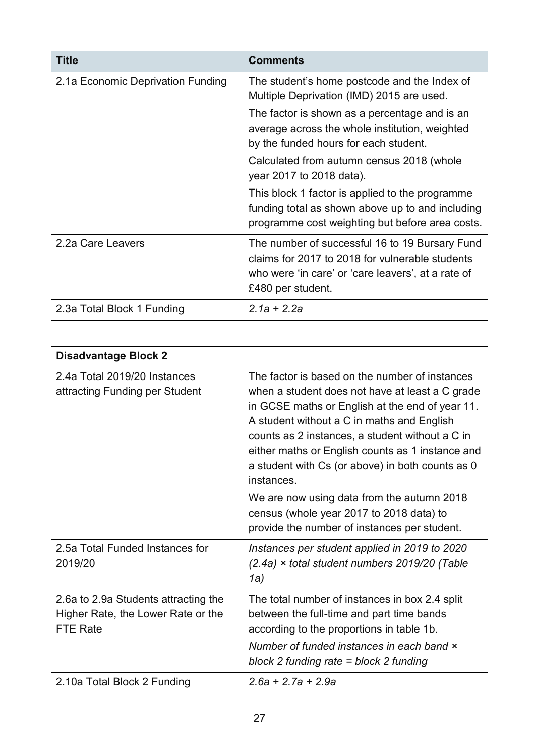| Title | Comments |
| --- | --- |
| 2.1a Economic Deprivation Funding | The student's home postcode and the Index of Multiple Deprivation (IMD) 2015 are used. The factor is shown as a percentage and is an average across the whole institution, weighted by the funded hours for each student. Calculated from autumn census 2018 (whole year 2017 to 2018 data). This block 1 factor is applied to the programme funding total as shown above up to and including programme cost weighting but before area costs. |
| 2.2a Care Leavers | The number of successful 16 to 19 Bursary Fund claims for 2017 to 2018 for vulnerable students who were 'in care' or 'care leavers', at a rate of £480 per student. |
| 2.3a Total Block 1 Funding | *2.1a + 2.2a* |

| **Disadvantage Block 2** | |
| --- | --- |
| 2.4a Total 2019/20 Instances attracting Funding per Student | The factor is based on the number of instances when a student does not have at least a C grade in GCSE maths or English at the end of year 11. A student without a C in maths and English counts as 2 instances, a student without a C in either maths or English counts as 1 instance and a student with Cs (or above) in both counts as 0 instances. We are now using data from the autumn 2018 census (whole year 2017 to 2018 data) to provide the number of instances per student. |
| 2.5a Total Funded Instances for 2019/20 | *Instances per student applied in 2019 to 2020 (2.4a) × total student numbers 2019/20 (Table 1a)* |
| 2.6a to 2.9a Students attracting the Higher Rate, the Lower Rate or the FTE Rate | The total number of instances in box 2.4 split between the full-time and part time bands according to the proportions in table 1b. *Number of funded instances in each band × block 2 funding rate = block 2 funding* |
| 2.10a Total Block 2 Funding | *2.6a + 2.7a + 2.9a* |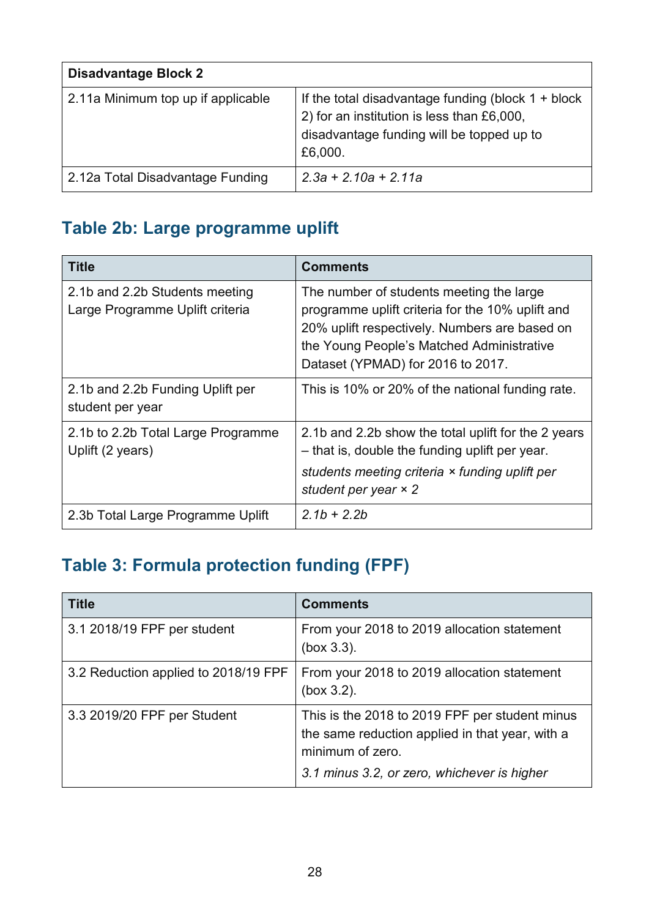| Disadvantage Block 2 | |
|---|---|
| 2.11a Minimum top up if applicable | If the total disadvantage funding (block 1 + block 2) for an institution is less than £6,000, disadvantage funding will be topped up to £6,000. |
| 2.12a Total Disadvantage Funding | *2.3a + 2.10a + 2.11a* |

## Table 2b: Large programme uplift

| Title | Comments |
|---|---|
| 2.1b and 2.2b Students meeting Large Programme Uplift criteria | The number of students meeting the large programme uplift criteria for the 10% uplift and 20% uplift respectively. Numbers are based on the Young People's Matched Administrative Dataset (YPMAD) for 2016 to 2017. |
| 2.1b and 2.2b Funding Uplift per student per year | This is 10% or 20% of the national funding rate. |
| 2.1b to 2.2b Total Large Programme Uplift (2 years) | 2.1b and 2.2b show the total uplift for the 2 years – that is, double the funding uplift per year. *students meeting criteria × funding uplift per student per year × 2* |
| 2.3b Total Large Programme Uplift | *2.1b + 2.2b* |

## Table 3: Formula protection funding (FPF)

| Title | Comments |
|---|---|
| 3.1 2018/19 FPF per student | From your 2018 to 2019 allocation statement (box 3.3). |
| 3.2 Reduction applied to 2018/19 FPF | From your 2018 to 2019 allocation statement (box 3.2). |
| 3.3 2019/20 FPF per Student | This is the 2018 to 2019 FPF per student minus the same reduction applied in that year, with a minimum of zero. *3.1 minus 3.2, or zero, whichever is higher* |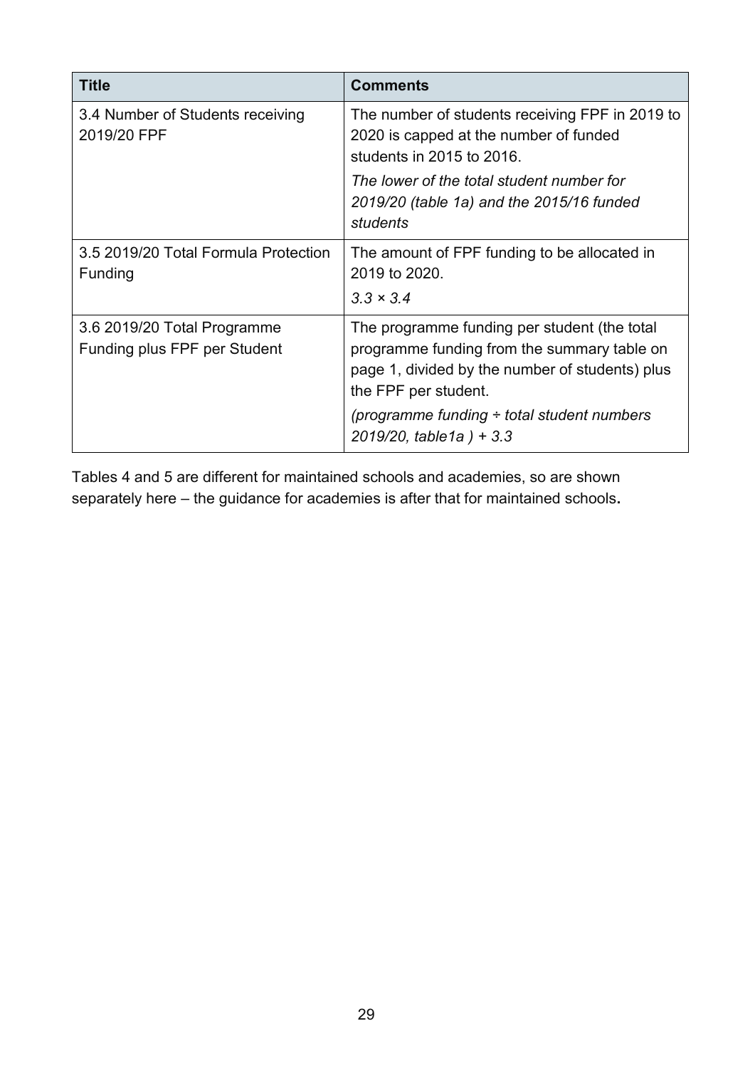| Title | Comments |
| --- | --- |
| 3.4 Number of Students receiving 2019/20 FPF | The number of students receiving FPF in 2019 to 2020 is capped at the number of funded students in 2015 to 2016.<br>*The lower of the total student number for 2019/20 (table 1a) and the 2015/16 funded students* |
| 3.5 2019/20 Total Formula Protection Funding | The amount of FPF funding to be allocated in 2019 to 2020.<br>*3.3 × 3.4* |
| 3.6 2019/20 Total Programme Funding plus FPF per Student | The programme funding per student (the total programme funding from the summary table on page 1, divided by the number of students) plus the FPF per student.<br>*(programme funding ÷ total student numbers 2019/20, table1a ) + 3.3* |

Tables 4 and 5 are different for maintained schools and academies, so are shown separately here – the guidance for academies is after that for maintained schools.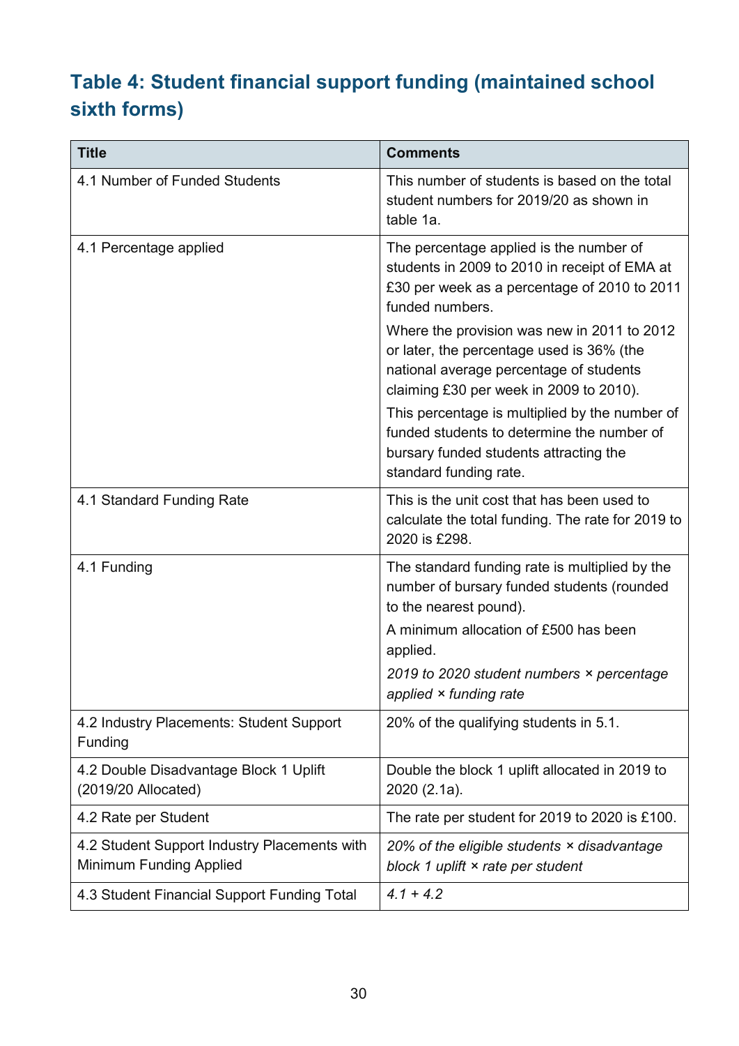## Table 4: Student financial support funding (maintained school sixth forms)

| Title | Comments |
|---|---|
| 4.1 Number of Funded Students | This number of students is based on the total student numbers for 2019/20 as shown in table 1a. |
| 4.1 Percentage applied | The percentage applied is the number of students in 2009 to 2010 in receipt of EMA at £30 per week as a percentage of 2010 to 2011 funded numbers.<br>Where the provision was new in 2011 to 2012 or later, the percentage used is 36% (the national average percentage of students claiming £30 per week in 2009 to 2010).<br>This percentage is multiplied by the number of funded students to determine the number of bursary funded students attracting the standard funding rate. |
| 4.1 Standard Funding Rate | This is the unit cost that has been used to calculate the total funding. The rate for 2019 to 2020 is £298. |
| 4.1 Funding | The standard funding rate is multiplied by the number of bursary funded students (rounded to the nearest pound).<br>A minimum allocation of £500 has been applied.<br>*2019 to 2020 student numbers × percentage applied × funding rate* |
| 4.2 Industry Placements: Student Support Funding | 20% of the qualifying students in 5.1. |
| 4.2 Double Disadvantage Block 1 Uplift (2019/20 Allocated) | Double the block 1 uplift allocated in 2019 to 2020 (2.1a). |
| 4.2 Rate per Student | The rate per student for 2019 to 2020 is £100. |
| 4.2 Student Support Industry Placements with Minimum Funding Applied | *20% of the eligible students × disadvantage block 1 uplift × rate per student* |
| 4.3 Student Financial Support Funding Total | *4.1 + 4.2* |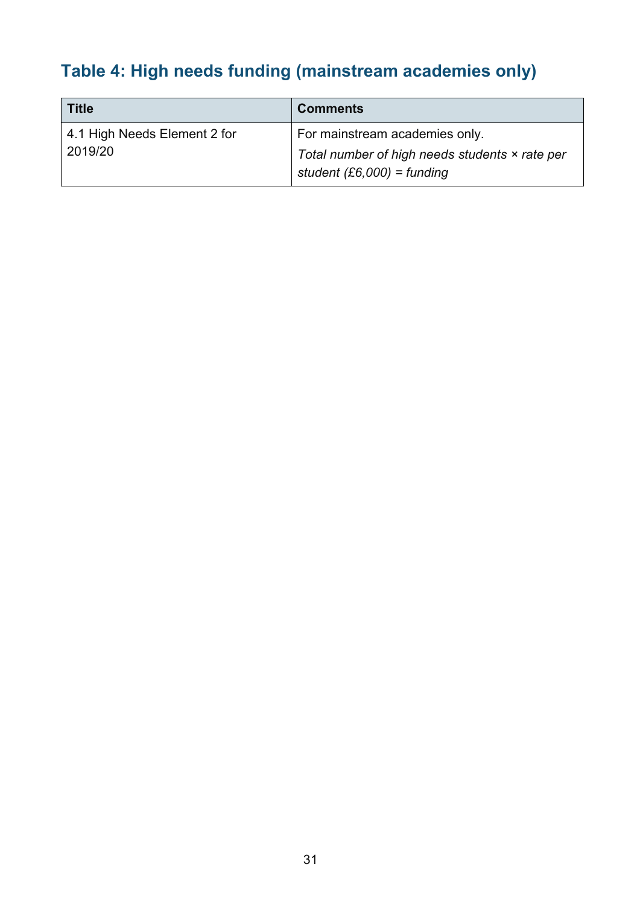## Table 4: High needs funding (mainstream academies only)

| Title | Comments |
| --- | --- |
| 4.1 High Needs Element 2 for 2019/20 | For mainstream academies only.<br>*Total number of high needs students × rate per student (£6,000) = funding* |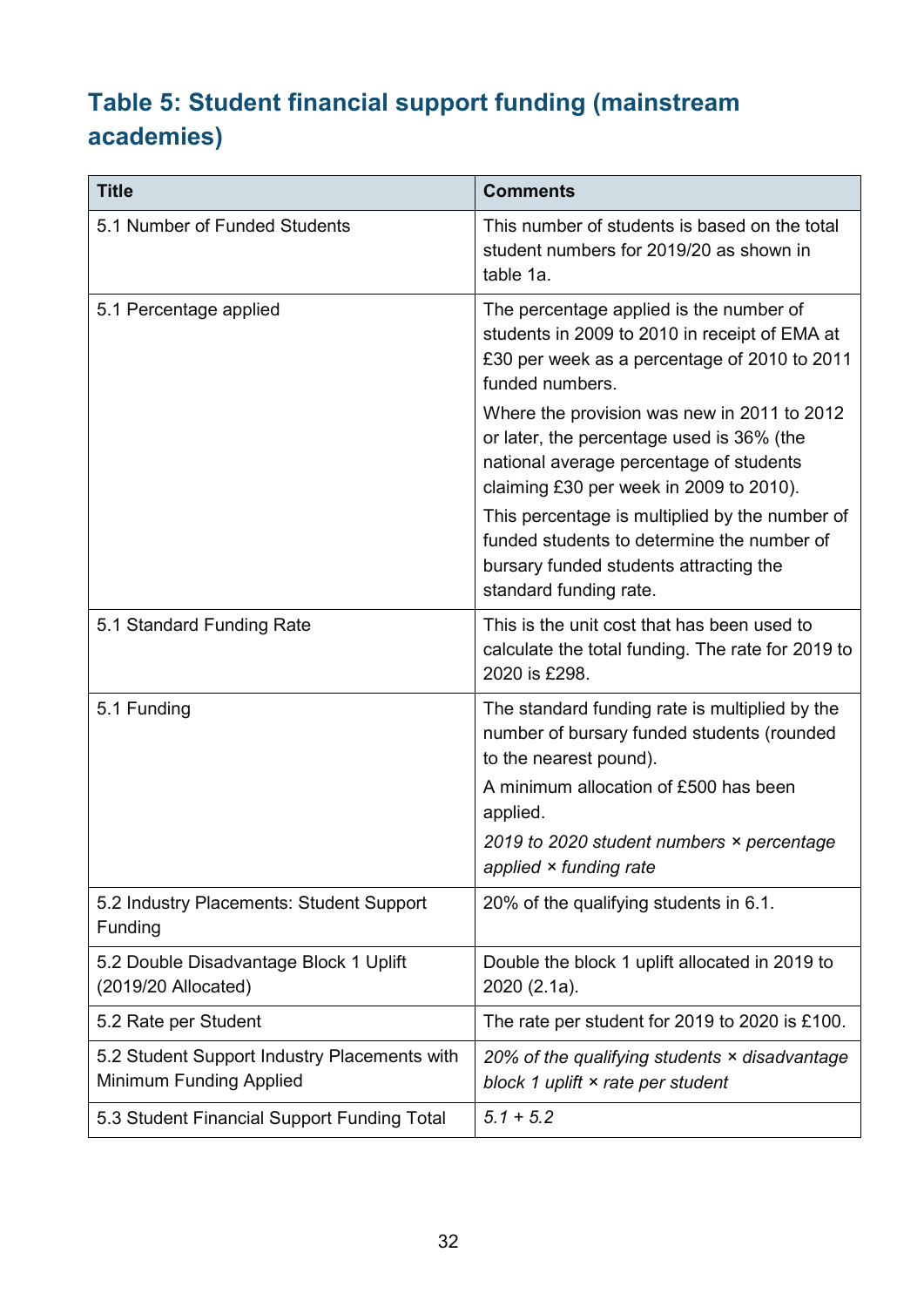## Table 5: Student financial support funding (mainstream academies)

| Title | Comments |
|---|---|
| 5.1 Number of Funded Students | This number of students is based on the total student numbers for 2019/20 as shown in table 1a. |
| 5.1 Percentage applied | The percentage applied is the number of students in 2009 to 2010 in receipt of EMA at £30 per week as a percentage of 2010 to 2011 funded numbers.<br><br>Where the provision was new in 2011 to 2012 or later, the percentage used is 36% (the national average percentage of students claiming £30 per week in 2009 to 2010).<br><br>This percentage is multiplied by the number of funded students to determine the number of bursary funded students attracting the standard funding rate. |
| 5.1 Standard Funding Rate | This is the unit cost that has been used to calculate the total funding. The rate for 2019 to 2020 is £298. |
| 5.1 Funding | The standard funding rate is multiplied by the number of bursary funded students (rounded to the nearest pound).<br><br>A minimum allocation of £500 has been applied.<br><br>*2019 to 2020 student numbers × percentage applied × funding rate* |
| 5.2 Industry Placements: Student Support Funding | 20% of the qualifying students in 6.1. |
| 5.2 Double Disadvantage Block 1 Uplift (2019/20 Allocated) | Double the block 1 uplift allocated in 2019 to 2020 (2.1a). |
| 5.2 Rate per Student | The rate per student for 2019 to 2020 is £100. |
| 5.2 Student Support Industry Placements with Minimum Funding Applied | *20% of the qualifying students × disadvantage block 1 uplift × rate per student* |
| 5.3 Student Financial Support Funding Total | *5.1 + 5.2* |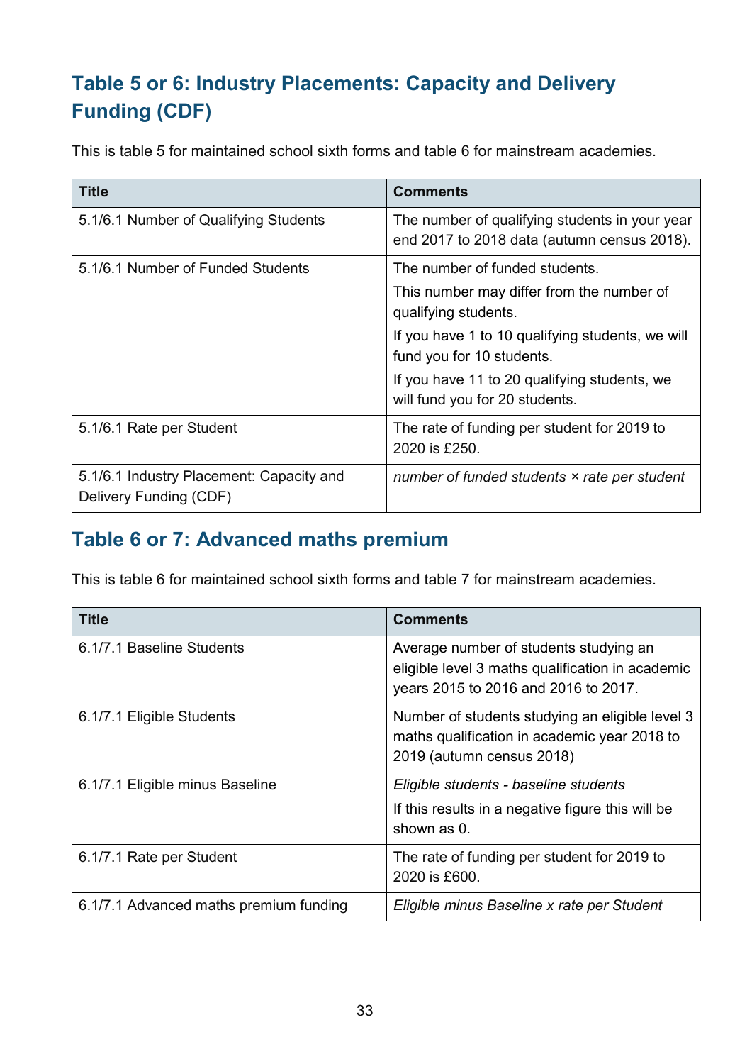## Table 5 or 6: Industry Placements: Capacity and Delivery Funding (CDF)

This is table 5 for maintained school sixth forms and table 6 for mainstream academies.

| Title | Comments |
| --- | --- |
| 5.1/6.1 Number of Qualifying Students | The number of qualifying students in your year end 2017 to 2018 data (autumn census 2018). |
| 5.1/6.1 Number of Funded Students | The number of funded students. This number may differ from the number of qualifying students. If you have 1 to 10 qualifying students, we will fund you for 10 students. If you have 11 to 20 qualifying students, we will fund you for 20 students. |
| 5.1/6.1 Rate per Student | The rate of funding per student for 2019 to 2020 is £250. |
| 5.1/6.1 Industry Placement: Capacity and Delivery Funding (CDF) | *number of funded students × rate per student* |

## Table 6 or 7: Advanced maths premium

This is table 6 for maintained school sixth forms and table 7 for mainstream academies.

| Title | Comments |
| --- | --- |
| 6.1/7.1 Baseline Students | Average number of students studying an eligible level 3 maths qualification in academic years 2015 to 2016 and 2016 to 2017. |
| 6.1/7.1 Eligible Students | Number of students studying an eligible level 3 maths qualification in academic year 2018 to 2019 (autumn census 2018) |
| 6.1/7.1 Eligible minus Baseline | *Eligible students - baseline students* If this results in a negative figure this will be shown as 0. |
| 6.1/7.1 Rate per Student | The rate of funding per student for 2019 to 2020 is £600. |
| 6.1/7.1 Advanced maths premium funding | *Eligible minus Baseline x rate per Student* |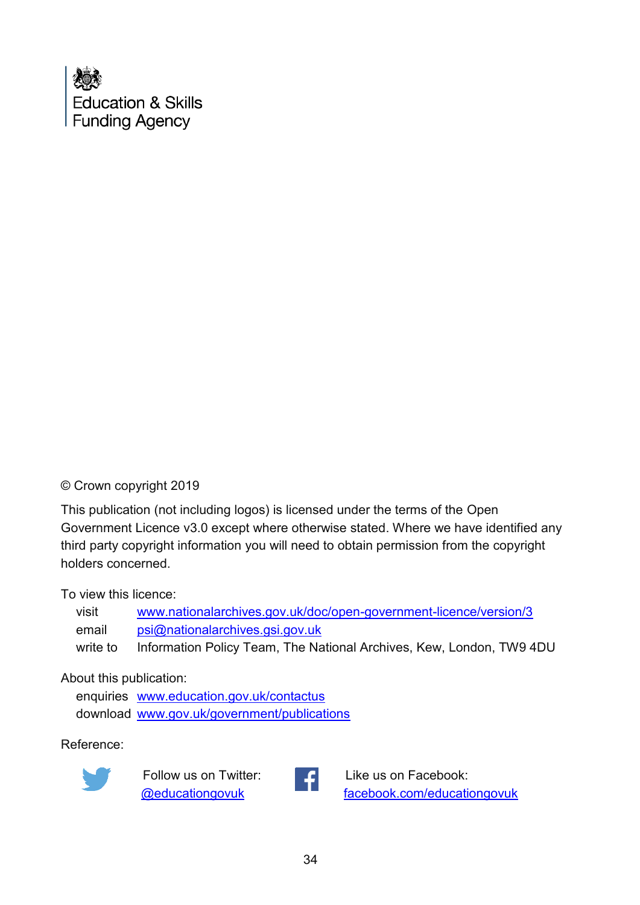Education & Skills
Funding Agency

© Crown copyright 2019

This publication (not including logos) is licensed under the terms of the Open Government Licence v3.0 except where otherwise stated. Where we have identified any third party copyright information you will need to obtain permission from the copyright holders concerned.

To view this licence:

| | |
|---|---|
| visit | www.nationalarchives.gov.uk/doc/open-government-licence/version/3 |
| email | psi@nationalarchives.gsi.gov.uk |
| write to | Information Policy Team, The National Archives, Kew, London, TW9 4DU |

About this publication:

| | |
|---|---|
| enquiries | www.education.gov.uk/contactus |
| download | www.gov.uk/government/publications |

Reference:

Follow us on Twitter:
@educationgovuk

Like us on Facebook:
facebook.com/educationgovuk